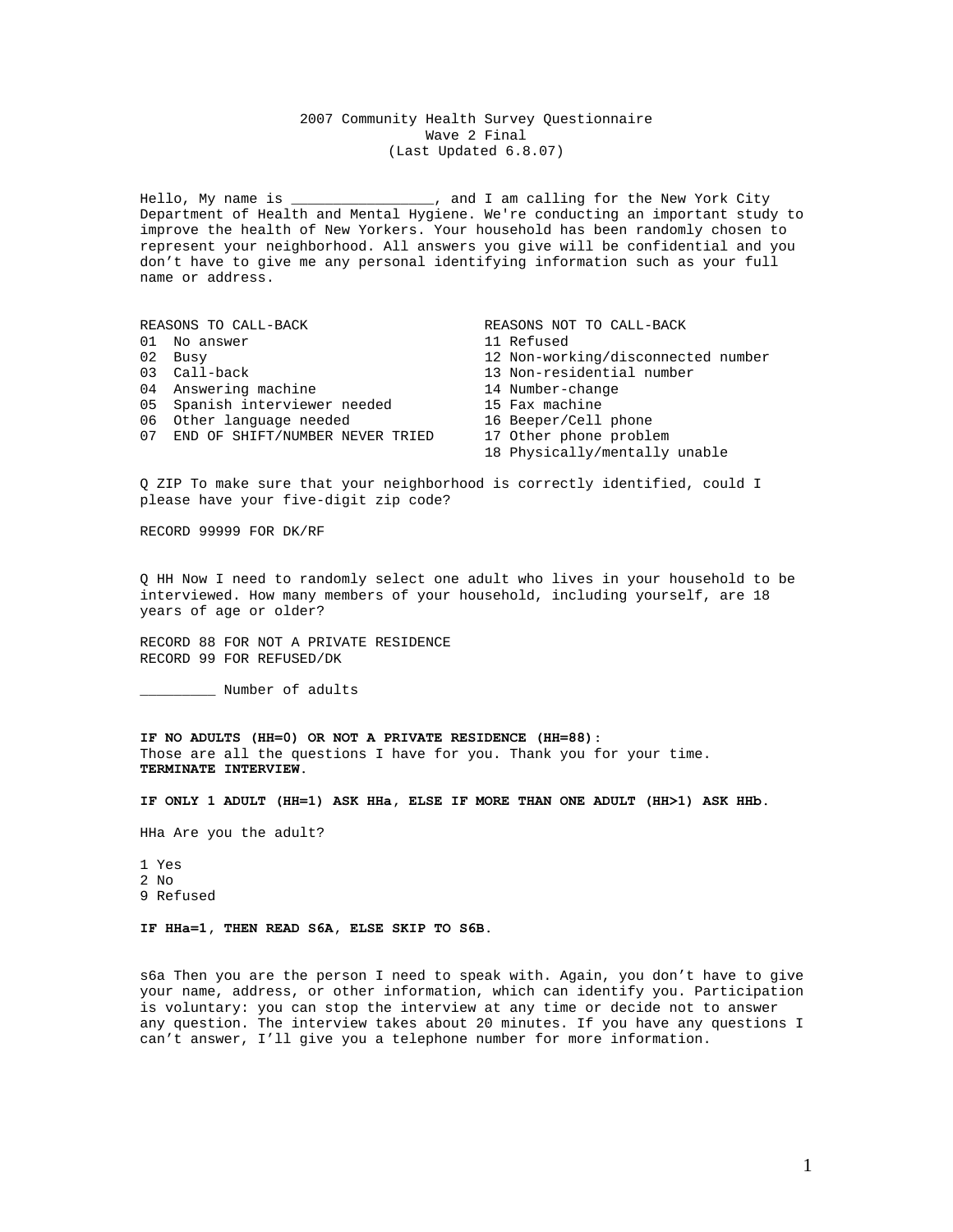# 2007 Community Health Survey Questionnaire
## Wave 2 Final
### (Last Updated 6.8.07)

Hello, My name is _________________, and I am calling for the New York City Department of Health and Mental Hygiene. We're conducting an important study to improve the health of New Yorkers. Your household has been randomly chosen to represent your neighborhood. All answers you give will be confidential and you don't have to give me any personal identifying information such as your full name or address.

| REASONS TO CALL-BACK | REASONS NOT TO CALL-BACK |
|---|---|
| 01 No answer | 11 Refused |
| 02 Busy | 12 Non-working/disconnected number |
| 03 Call-back | 13 Non-residential number |
| 04 Answering machine | 14 Number-change |
| 05 Spanish interviewer needed | 15 Fax machine |
| 06 Other language needed | 16 Beeper/Cell phone |
| 07 END OF SHIFT/NUMBER NEVER TRIED | 17 Other phone problem |
| | 18 Physically/mentally unable |

Q ZIP To make sure that your neighborhood is correctly identified, could I please have your five-digit zip code?

RECORD 99999 FOR DK/RF

Q HH Now I need to randomly select one adult who lives in your household to be interviewed. How many members of your household, including yourself, are 18 years of age or older?

RECORD 88 FOR NOT A PRIVATE RESIDENCE
RECORD 99 FOR REFUSED/DK

_________ Number of adults

**IF NO ADULTS (HH=0) OR NOT A PRIVATE RESIDENCE (HH=88):**
Those are all the questions I have for you. Thank you for your time.
**TERMINATE INTERVIEW.**

**IF ONLY 1 ADULT (HH=1) ASK HHa, ELSE IF MORE THAN ONE ADULT (HH>1) ASK HHb.**

HHa Are you the adult?

1 Yes
2 No
9 Refused

**IF HHa=1, THEN READ S6A, ELSE SKIP TO S6B.**

s6a Then you are the person I need to speak with. Again, you don't have to give your name, address, or other information, which can identify you. Participation is voluntary: you can stop the interview at any time or decide not to answer any question. The interview takes about 20 minutes. If you have any questions I can't answer, I'll give you a telephone number for more information.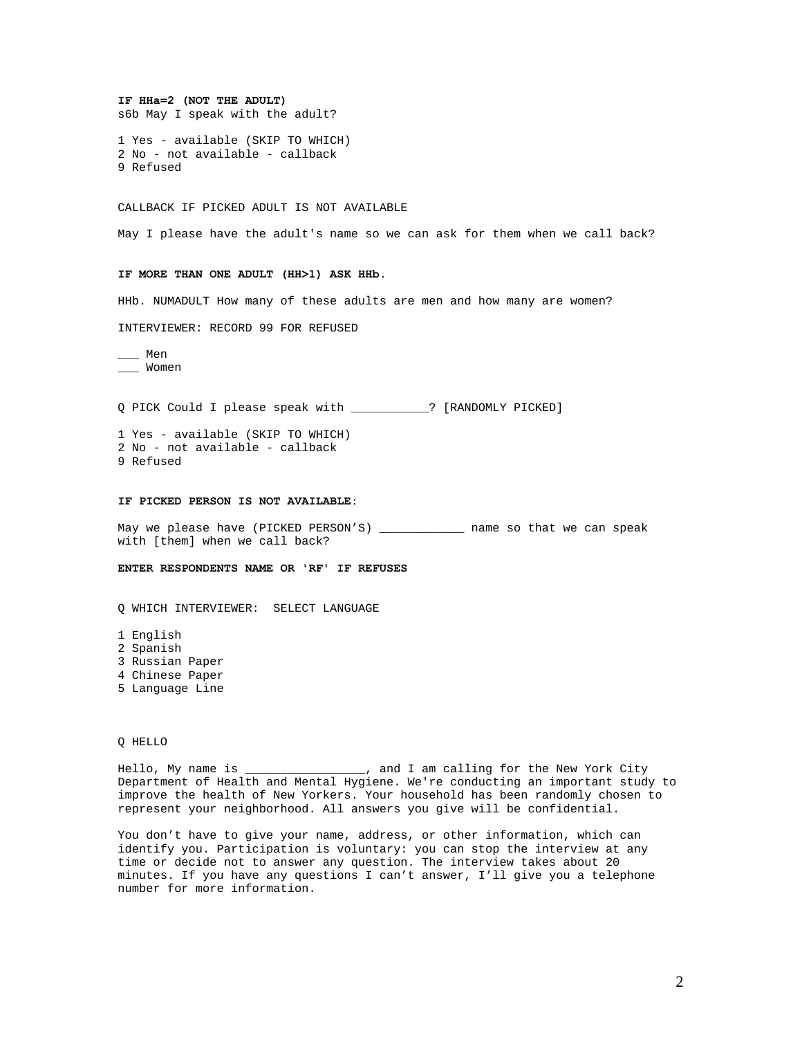**IF HHa=2 (NOT THE ADULT)**
s6b May I speak with the adult?

1 Yes - available (SKIP TO WHICH)
2 No - not available - callback
9 Refused

CALLBACK IF PICKED ADULT IS NOT AVAILABLE

May I please have the adult's name so we can ask for them when we call back?

**IF MORE THAN ONE ADULT (HH>1) ASK HHb.**

HHb. NUMADULT How many of these adults are men and how many are women?

INTERVIEWER: RECORD 99 FOR REFUSED

___ Men
___ Women

Q PICK Could I please speak with ___________? [RANDOMLY PICKED]

1 Yes - available (SKIP TO WHICH)
2 No - not available - callback
9 Refused

**IF PICKED PERSON IS NOT AVAILABLE:**

May we please have (PICKED PERSON'S) ____________ name so that we can speak with [them] when we call back?

**ENTER RESPONDENTS NAME OR 'RF' IF REFUSES**

Q WHICH INTERVIEWER: SELECT LANGUAGE

1 English
2 Spanish
3 Russian Paper
4 Chinese Paper
5 Language Line

Q HELLO

Hello, My name is _________________, and I am calling for the New York City Department of Health and Mental Hygiene. We're conducting an important study to improve the health of New Yorkers. Your household has been randomly chosen to represent your neighborhood. All answers you give will be confidential.

You don't have to give your name, address, or other information, which can identify you. Participation is voluntary: you can stop the interview at any time or decide not to answer any question. The interview takes about 20 minutes. If you have any questions I can't answer, I'll give you a telephone number for more information.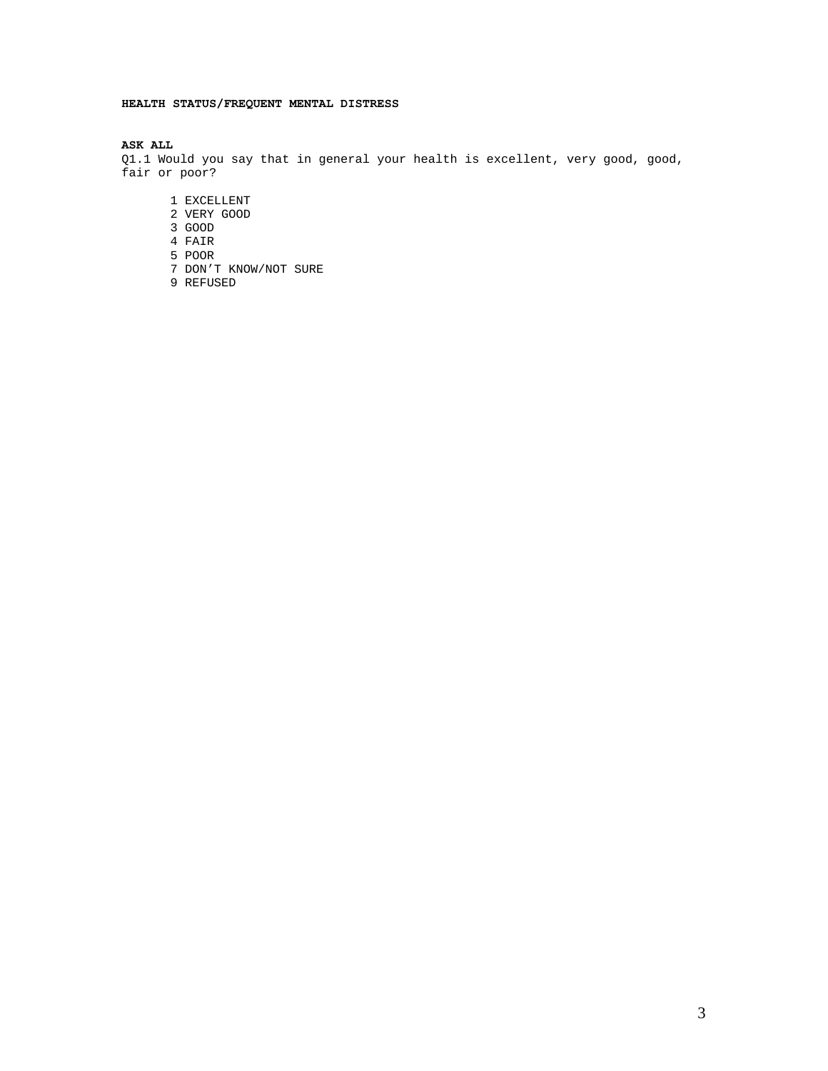**HEALTH STATUS/FREQUENT MENTAL DISTRESS**

**ASK ALL**

Q1.1 Would you say that in general your health is excellent, very good, good, fair or poor?

1 EXCELLENT
2 VERY GOOD
3 GOOD
4 FAIR
5 POOR
7 DON'T KNOW/NOT SURE
9 REFUSED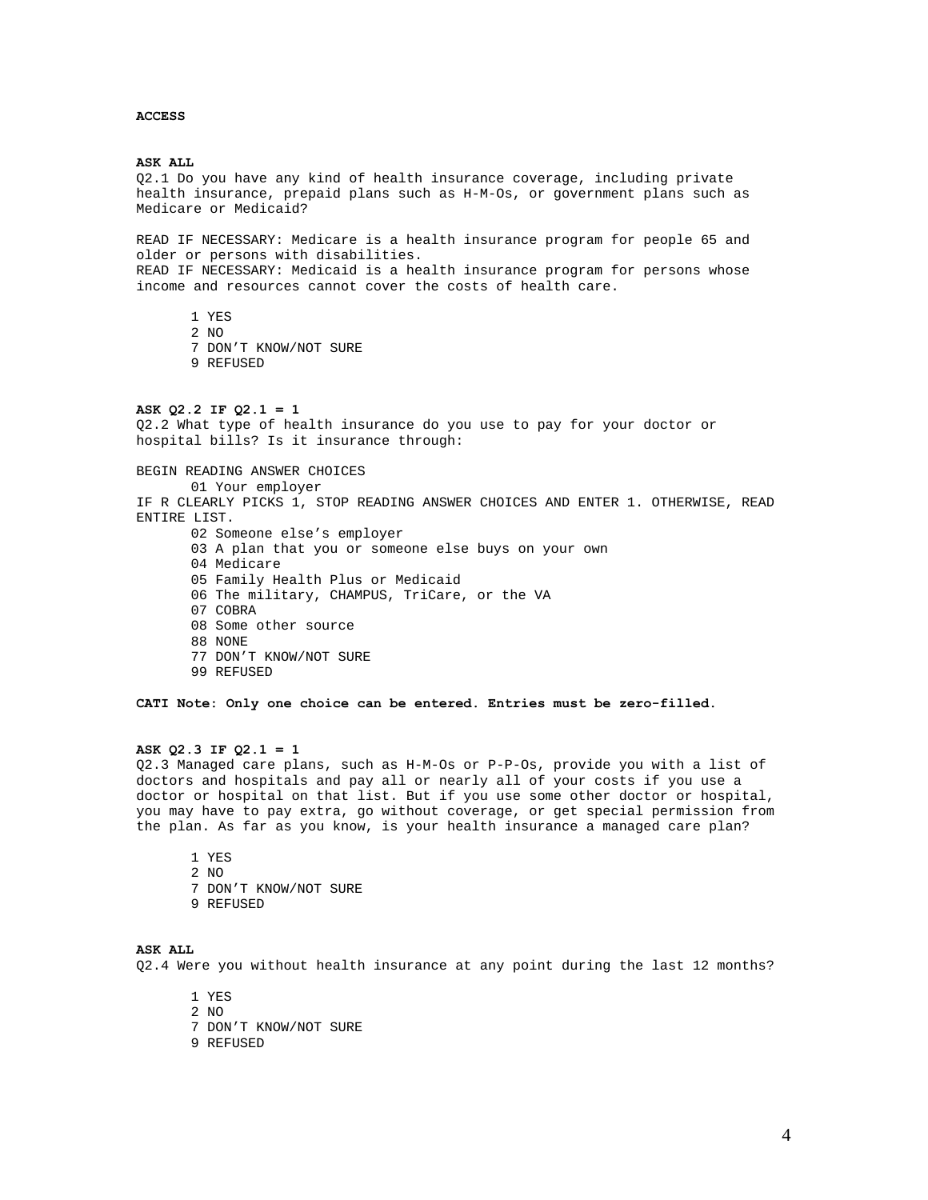**ACCESS**

**ASK ALL**

Q2.1 Do you have any kind of health insurance coverage, including private health insurance, prepaid plans such as H-M-Os, or government plans such as Medicare or Medicaid?

READ IF NECESSARY: Medicare is a health insurance program for people 65 and older or persons with disabilities.
READ IF NECESSARY: Medicaid is a health insurance program for persons whose income and resources cannot cover the costs of health care.

1 YES
2 NO
7 DON'T KNOW/NOT SURE
9 REFUSED

**ASK Q2.2 IF Q2.1 = 1**

Q2.2 What type of health insurance do you use to pay for your doctor or hospital bills? Is it insurance through:

BEGIN READING ANSWER CHOICES

01 Your employer

IF R CLEARLY PICKS 1, STOP READING ANSWER CHOICES AND ENTER 1. OTHERWISE, READ ENTIRE LIST.

02 Someone else's employer
03 A plan that you or someone else buys on your own
04 Medicare
05 Family Health Plus or Medicaid
06 The military, CHAMPUS, TriCare, or the VA
07 COBRA
08 Some other source
88 NONE
77 DON'T KNOW/NOT SURE
99 REFUSED

**CATI Note: Only one choice can be entered. Entries must be zero-filled.**

**ASK Q2.3 IF Q2.1 = 1**

Q2.3 Managed care plans, such as H-M-Os or P-P-Os, provide you with a list of doctors and hospitals and pay all or nearly all of your costs if you use a doctor or hospital on that list. But if you use some other doctor or hospital, you may have to pay extra, go without coverage, or get special permission from the plan. As far as you know, is your health insurance a managed care plan?

1 YES
2 NO
7 DON'T KNOW/NOT SURE
9 REFUSED

**ASK ALL**

Q2.4 Were you without health insurance at any point during the last 12 months?

1 YES
2 NO
7 DON'T KNOW/NOT SURE
9 REFUSED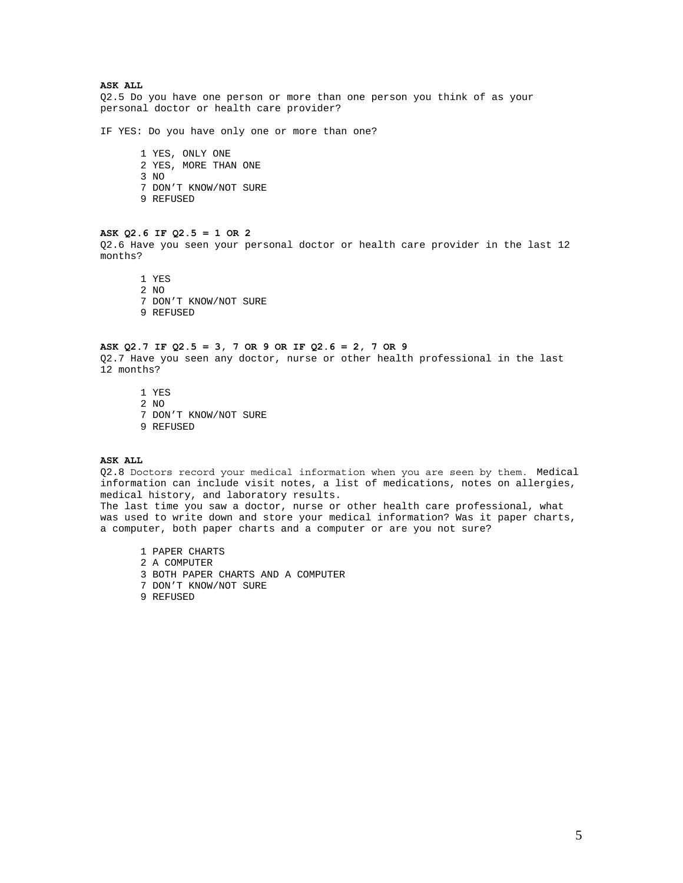**ASK ALL**

Q2.5 Do you have one person or more than one person you think of as your personal doctor or health care provider?

IF YES: Do you have only one or more than one?

1 YES, ONLY ONE
2 YES, MORE THAN ONE
3 NO
7 DON'T KNOW/NOT SURE
9 REFUSED

**ASK Q2.6 IF Q2.5 = 1 OR 2**

Q2.6 Have you seen your personal doctor or health care provider in the last 12 months?

1 YES
2 NO
7 DON'T KNOW/NOT SURE
9 REFUSED

**ASK Q2.7 IF Q2.5 = 3, 7 OR 9 OR IF Q2.6 = 2, 7 OR 9**

Q2.7 Have you seen any doctor, nurse or other health professional in the last 12 months?

1 YES
2 NO
7 DON'T KNOW/NOT SURE
9 REFUSED

**ASK ALL**

Q2.8 Doctors record your medical information when you are seen by them. Medical information can include visit notes, a list of medications, notes on allergies, medical history, and laboratory results.
The last time you saw a doctor, nurse or other health care professional, what was used to write down and store your medical information? Was it paper charts, a computer, both paper charts and a computer or are you not sure?

1 PAPER CHARTS
2 A COMPUTER
3 BOTH PAPER CHARTS AND A COMPUTER
7 DON'T KNOW/NOT SURE
9 REFUSED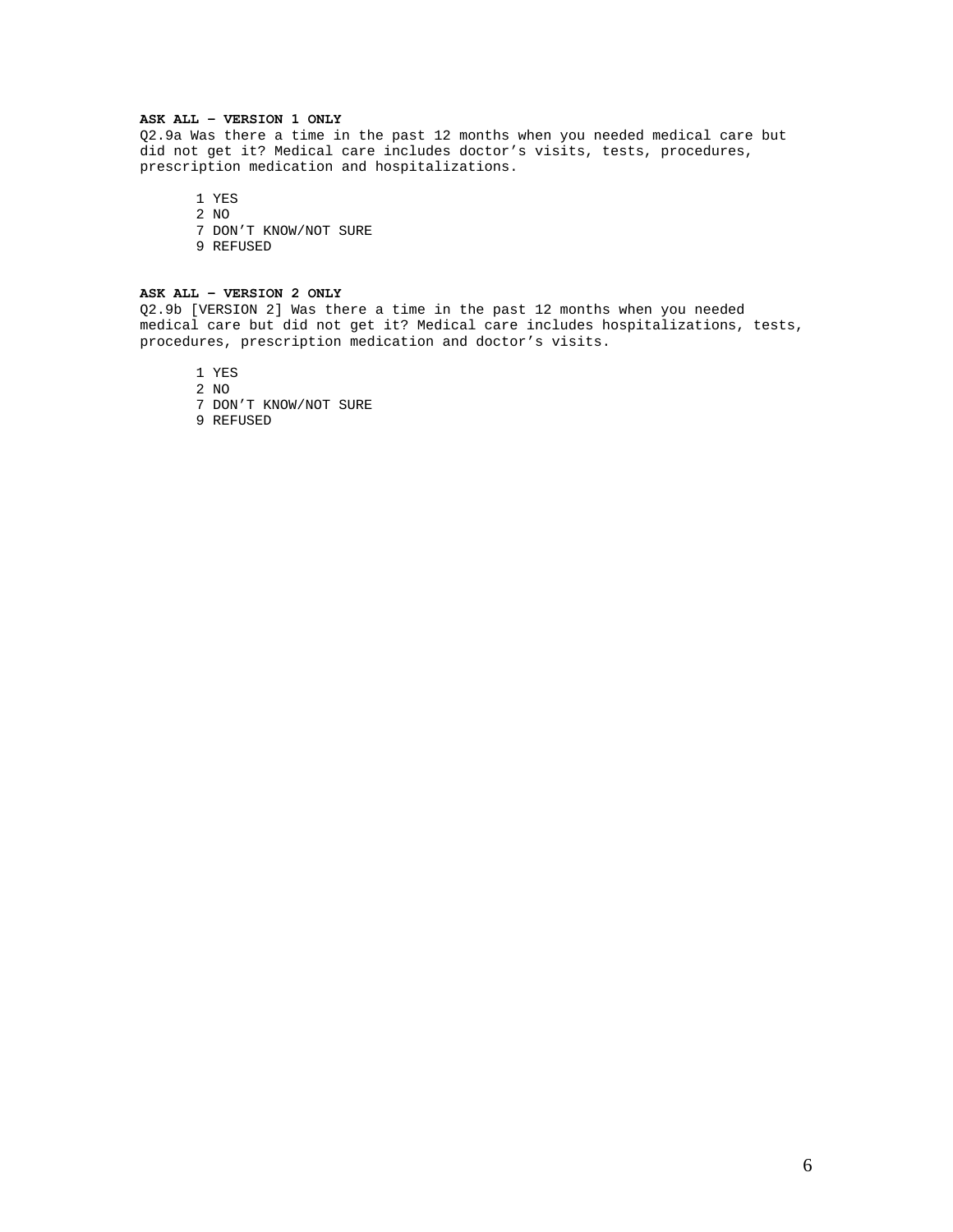**ASK ALL – VERSION 1 ONLY**

Q2.9a Was there a time in the past 12 months when you needed medical care but did not get it? Medical care includes doctor’s visits, tests, procedures, prescription medication and hospitalizations.

1 YES
2 NO
7 DON’T KNOW/NOT SURE
9 REFUSED

**ASK ALL – VERSION 2 ONLY**

Q2.9b [VERSION 2] Was there a time in the past 12 months when you needed medical care but did not get it? Medical care includes hospitalizations, tests, procedures, prescription medication and doctor’s visits.

1 YES
2 NO
7 DON’T KNOW/NOT SURE
9 REFUSED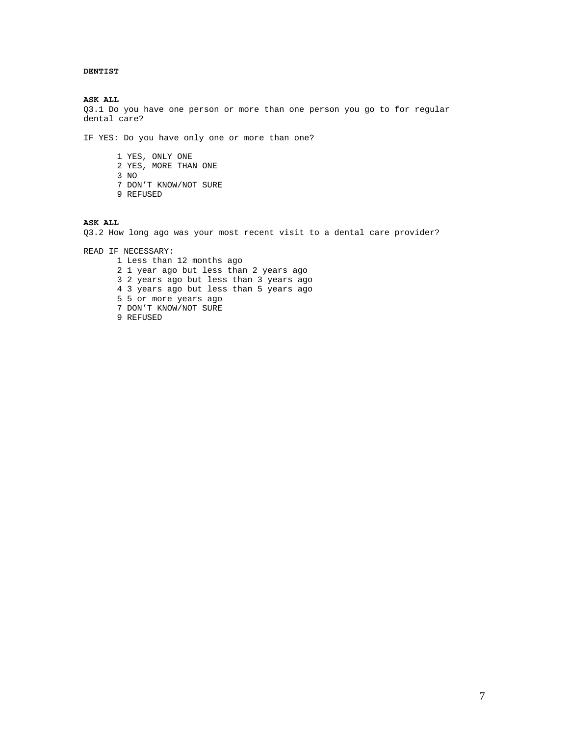**DENTIST**

**ASK ALL**
Q3.1 Do you have one person or more than one person you go to for regular dental care?

IF YES: Do you have only one or more than one?

1 YES, ONLY ONE
2 YES, MORE THAN ONE
3 NO
7 DON'T KNOW/NOT SURE
9 REFUSED

**ASK ALL**
Q3.2 How long ago was your most recent visit to a dental care provider?

READ IF NECESSARY:
1 Less than 12 months ago
2 1 year ago but less than 2 years ago
3 2 years ago but less than 3 years ago
4 3 years ago but less than 5 years ago
5 5 or more years ago
7 DON'T KNOW/NOT SURE
9 REFUSED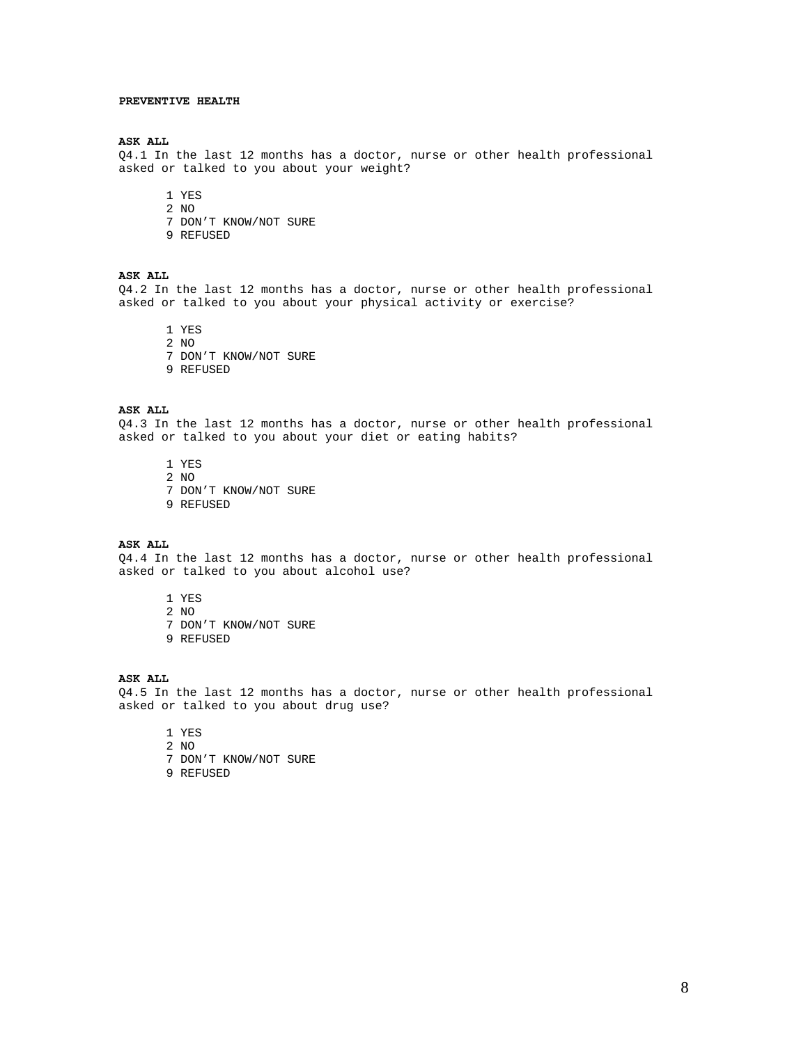**PREVENTIVE HEALTH**

**ASK ALL**
Q4.1 In the last 12 months has a doctor, nurse or other health professional asked or talked to you about your weight?

1 YES
2 NO
7 DON'T KNOW/NOT SURE
9 REFUSED

**ASK ALL**
Q4.2 In the last 12 months has a doctor, nurse or other health professional asked or talked to you about your physical activity or exercise?

1 YES
2 NO
7 DON'T KNOW/NOT SURE
9 REFUSED

**ASK ALL**
Q4.3 In the last 12 months has a doctor, nurse or other health professional asked or talked to you about your diet or eating habits?

1 YES
2 NO
7 DON'T KNOW/NOT SURE
9 REFUSED

**ASK ALL**
Q4.4 In the last 12 months has a doctor, nurse or other health professional asked or talked to you about alcohol use?

1 YES
2 NO
7 DON'T KNOW/NOT SURE
9 REFUSED

**ASK ALL**
Q4.5 In the last 12 months has a doctor, nurse or other health professional asked or talked to you about drug use?

1 YES
2 NO
7 DON'T KNOW/NOT SURE
9 REFUSED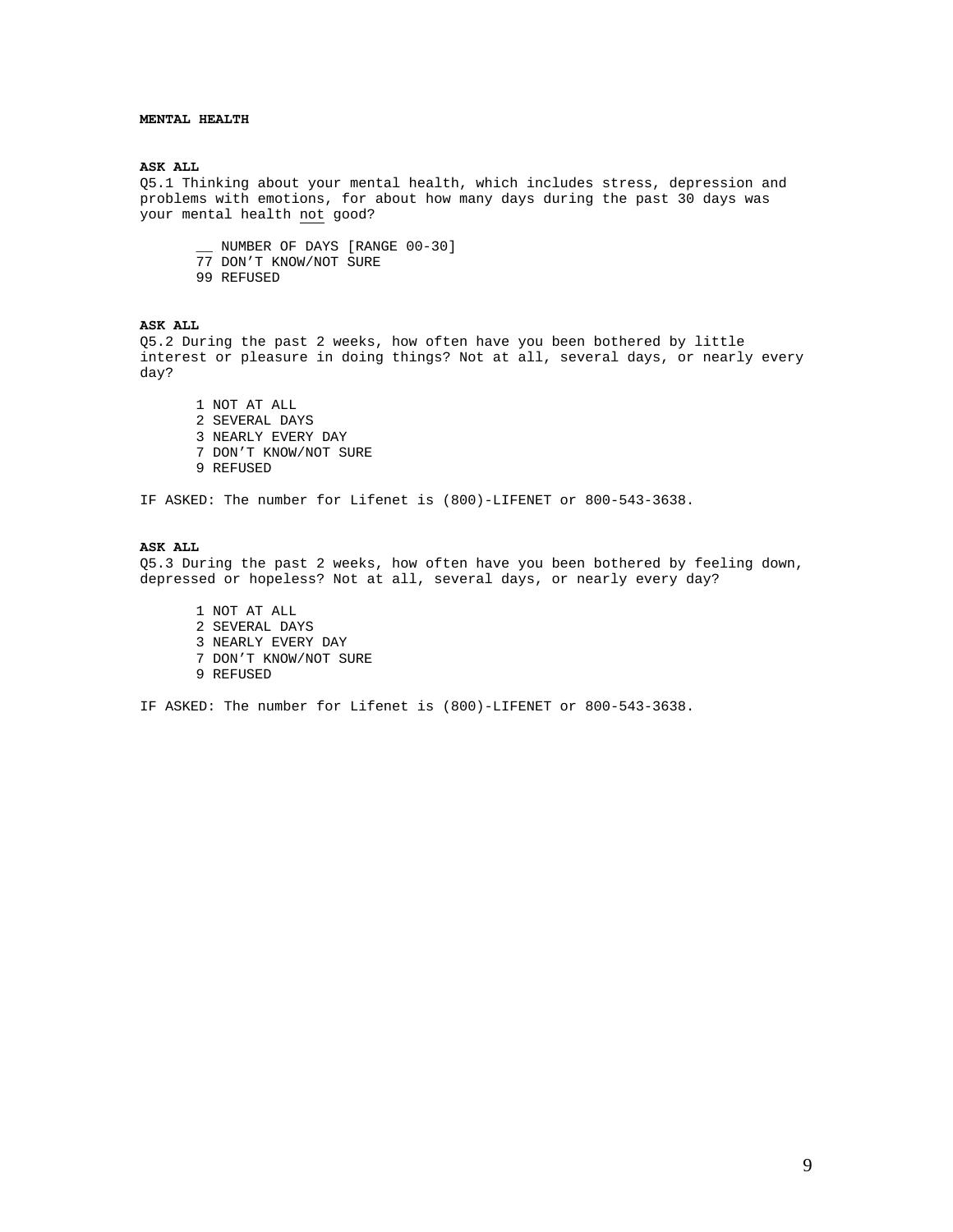**MENTAL HEALTH**

**ASK ALL**
Q5.1 Thinking about your mental health, which includes stress, depression and problems with emotions, for about how many days during the past 30 days was your mental health <u>not</u> good?

__ NUMBER OF DAYS [RANGE 00-30]
77 DON'T KNOW/NOT SURE
99 REFUSED

**ASK ALL**
Q5.2 During the past 2 weeks, how often have you been bothered by little interest or pleasure in doing things? Not at all, several days, or nearly every day?

1 NOT AT ALL
2 SEVERAL DAYS
3 NEARLY EVERY DAY
7 DON'T KNOW/NOT SURE
9 REFUSED

IF ASKED: The number for Lifenet is (800)-LIFENET or 800-543-3638.

**ASK ALL**
Q5.3 During the past 2 weeks, how often have you been bothered by feeling down, depressed or hopeless? Not at all, several days, or nearly every day?

1 NOT AT ALL
2 SEVERAL DAYS
3 NEARLY EVERY DAY
7 DON'T KNOW/NOT SURE
9 REFUSED

IF ASKED: The number for Lifenet is (800)-LIFENET or 800-543-3638.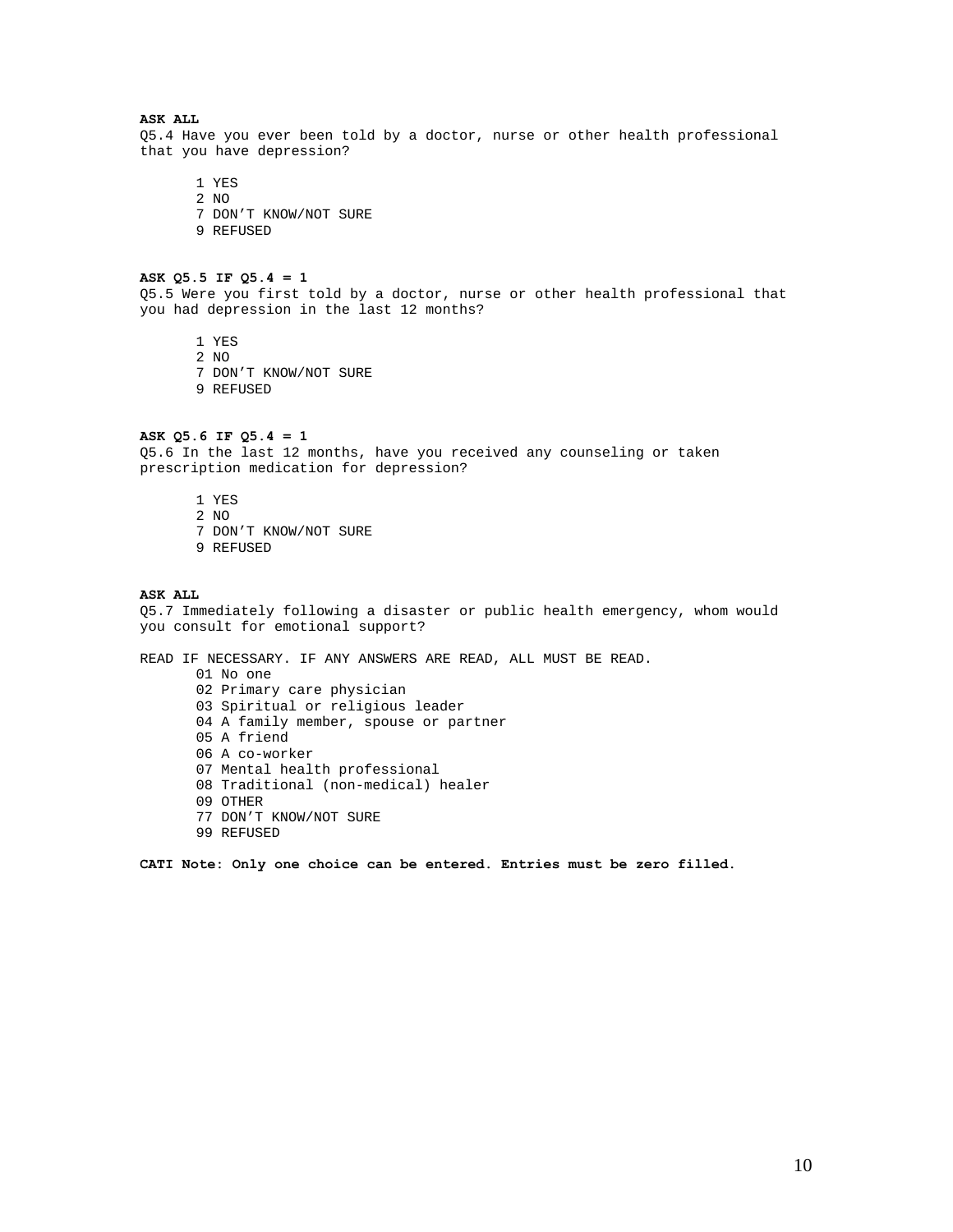**ASK ALL**

Q5.4 Have you ever been told by a doctor, nurse or other health professional that you have depression?

1 YES
2 NO
7 DON'T KNOW/NOT SURE
9 REFUSED

**ASK Q5.5 IF Q5.4 = 1**

Q5.5 Were you first told by a doctor, nurse or other health professional that you had depression in the last 12 months?

1 YES
2 NO
7 DON'T KNOW/NOT SURE
9 REFUSED

**ASK Q5.6 IF Q5.4 = 1**

Q5.6 In the last 12 months, have you received any counseling or taken prescription medication for depression?

1 YES
2 NO
7 DON'T KNOW/NOT SURE
9 REFUSED

**ASK ALL**

Q5.7 Immediately following a disaster or public health emergency, whom would you consult for emotional support?

READ IF NECESSARY. IF ANY ANSWERS ARE READ, ALL MUST BE READ.

01 No one
02 Primary care physician
03 Spiritual or religious leader
04 A family member, spouse or partner
05 A friend
06 A co-worker
07 Mental health professional
08 Traditional (non-medical) healer
09 OTHER
77 DON'T KNOW/NOT SURE
99 REFUSED

**CATI Note: Only one choice can be entered. Entries must be zero filled.**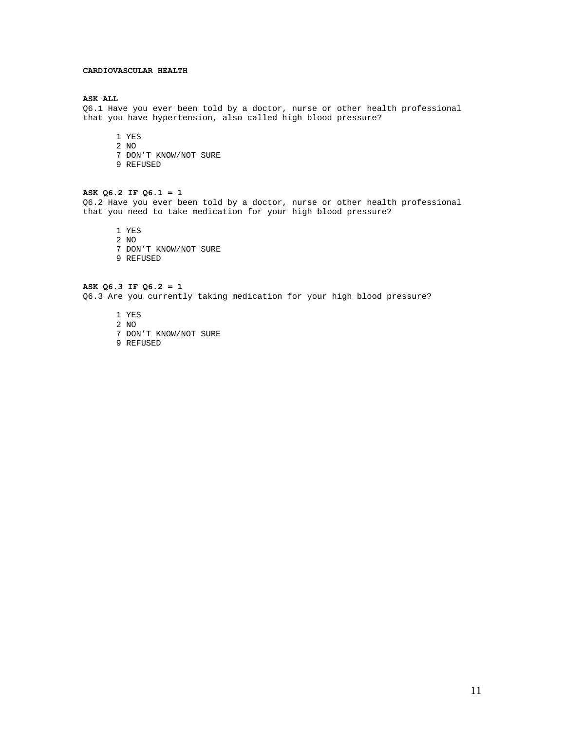**CARDIOVASCULAR HEALTH**

**ASK ALL**
Q6.1 Have you ever been told by a doctor, nurse or other health professional that you have hypertension, also called high blood pressure?

1 YES
2 NO
7 DON'T KNOW/NOT SURE
9 REFUSED

**ASK Q6.2 IF Q6.1 = 1**
Q6.2 Have you ever been told by a doctor, nurse or other health professional that you need to take medication for your high blood pressure?

1 YES
2 NO
7 DON'T KNOW/NOT SURE
9 REFUSED

**ASK Q6.3 IF Q6.2 = 1**
Q6.3 Are you currently taking medication for your high blood pressure?

1 YES
2 NO
7 DON'T KNOW/NOT SURE
9 REFUSED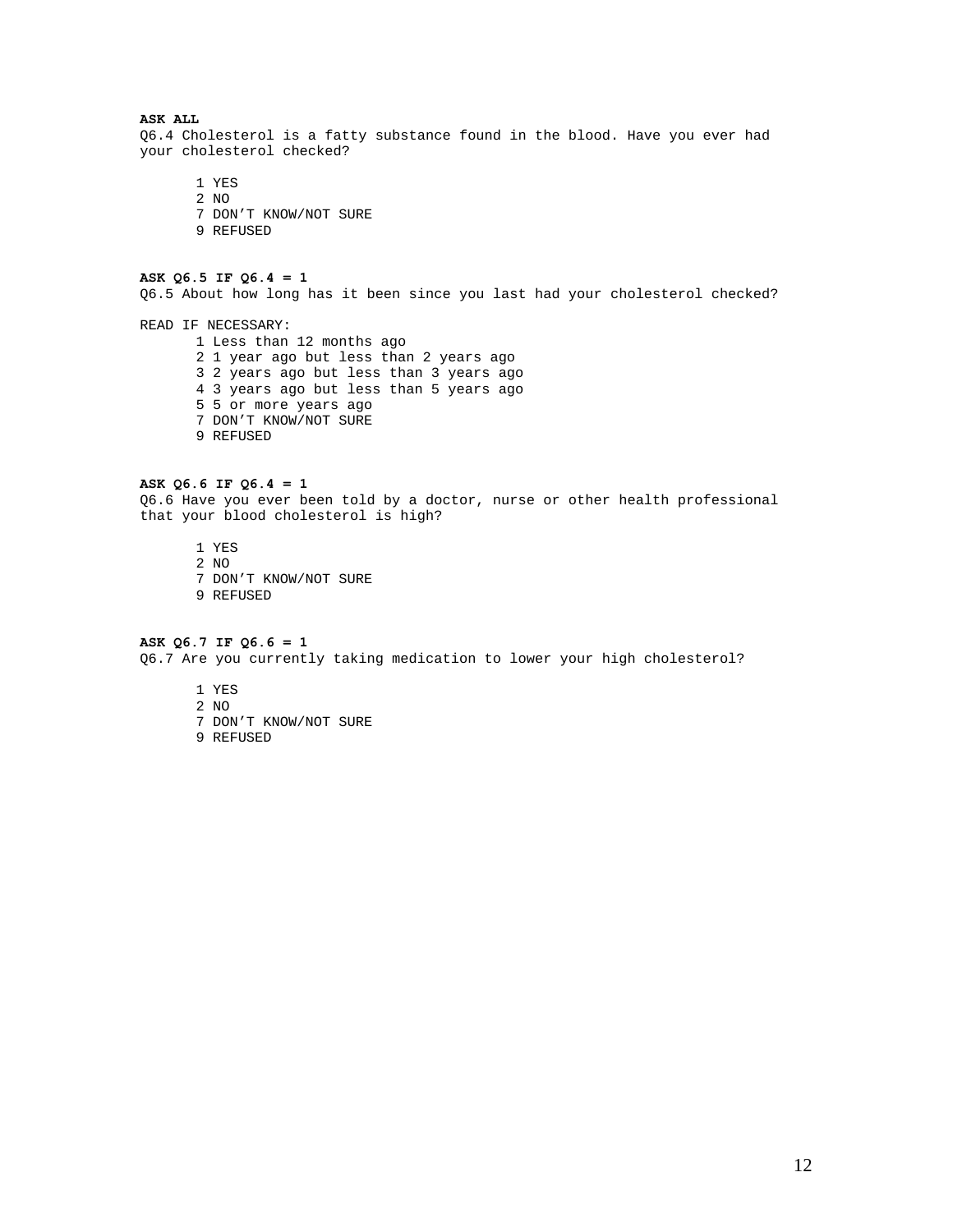**ASK ALL**

Q6.4 Cholesterol is a fatty substance found in the blood. Have you ever had your cholesterol checked?

1 YES
2 NO
7 DON’T KNOW/NOT SURE
9 REFUSED

**ASK Q6.5 IF Q6.4 = 1**

Q6.5 About how long has it been since you last had your cholesterol checked?

READ IF NECESSARY:

1 Less than 12 months ago
2 1 year ago but less than 2 years ago
3 2 years ago but less than 3 years ago
4 3 years ago but less than 5 years ago
5 5 or more years ago
7 DON’T KNOW/NOT SURE
9 REFUSED

**ASK Q6.6 IF Q6.4 = 1**

Q6.6 Have you ever been told by a doctor, nurse or other health professional that your blood cholesterol is high?

1 YES
2 NO
7 DON’T KNOW/NOT SURE
9 REFUSED

**ASK Q6.7 IF Q6.6 = 1**

Q6.7 Are you currently taking medication to lower your high cholesterol?

1 YES
2 NO
7 DON’T KNOW/NOT SURE
9 REFUSED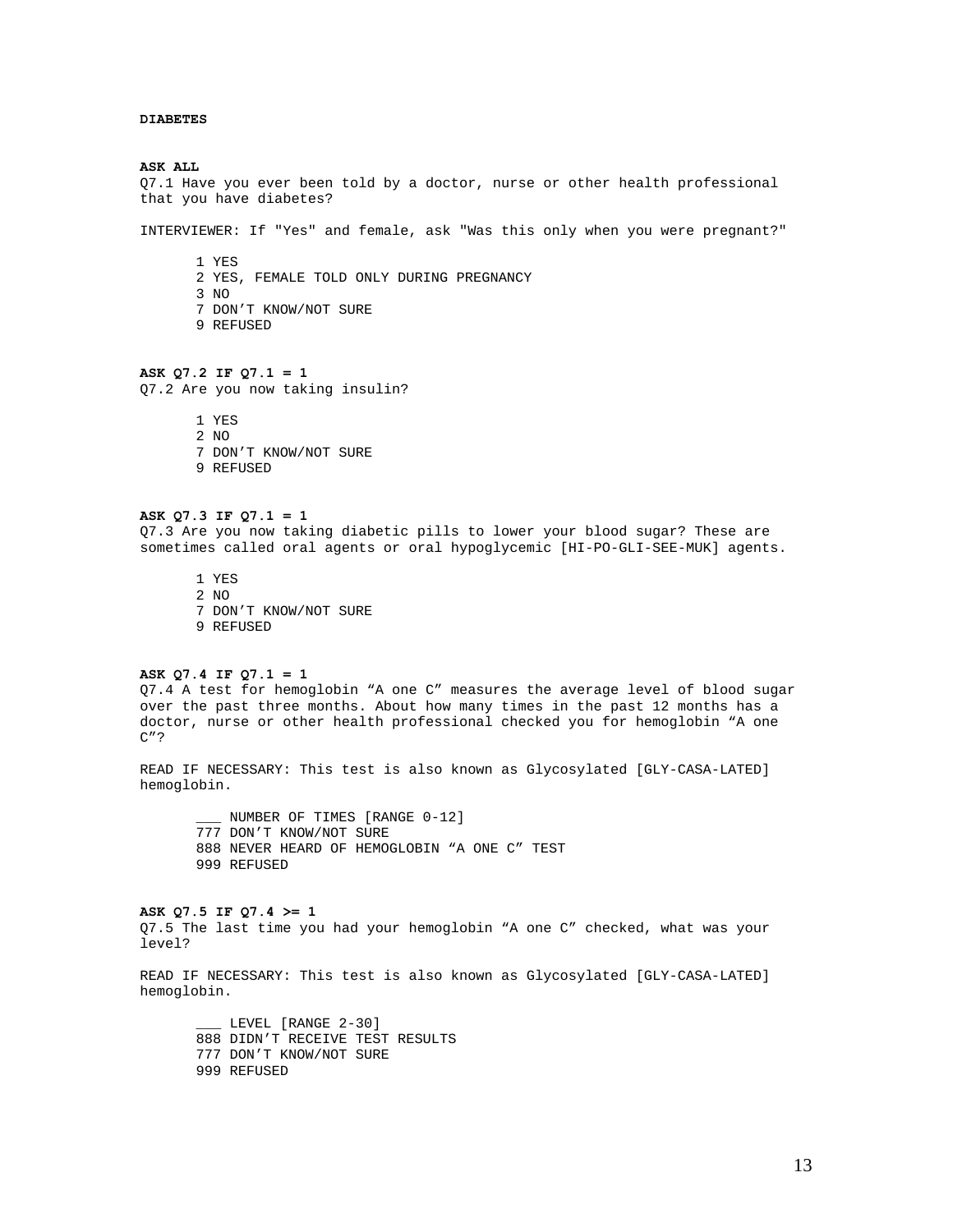**DIABETES**

**ASK ALL**
Q7.1 Have you ever been told by a doctor, nurse or other health professional that you have diabetes?

INTERVIEWER: If "Yes" and female, ask "Was this only when you were pregnant?"

1 YES
2 YES, FEMALE TOLD ONLY DURING PREGNANCY
3 NO
7 DON'T KNOW/NOT SURE
9 REFUSED

**ASK Q7.2 IF Q7.1 = 1**
Q7.2 Are you now taking insulin?

1 YES
2 NO
7 DON'T KNOW/NOT SURE
9 REFUSED

**ASK Q7.3 IF Q7.1 = 1**
Q7.3 Are you now taking diabetic pills to lower your blood sugar? These are sometimes called oral agents or oral hypoglycemic [HI-PO-GLI-SEE-MUK] agents.

1 YES
2 NO
7 DON'T KNOW/NOT SURE
9 REFUSED

**ASK Q7.4 IF Q7.1 = 1**
Q7.4 A test for hemoglobin "A one C" measures the average level of blood sugar over the past three months. About how many times in the past 12 months has a doctor, nurse or other health professional checked you for hemoglobin "A one C"?

READ IF NECESSARY: This test is also known as Glycosylated [GLY-CASA-LATED] hemoglobin.

___ NUMBER OF TIMES [RANGE 0-12]
777 DON'T KNOW/NOT SURE
888 NEVER HEARD OF HEMOGLOBIN "A ONE C" TEST
999 REFUSED

**ASK Q7.5 IF Q7.4 >= 1**
Q7.5 The last time you had your hemoglobin "A one C" checked, what was your level?

READ IF NECESSARY: This test is also known as Glycosylated [GLY-CASA-LATED] hemoglobin.

___ LEVEL [RANGE 2-30]
888 DIDN'T RECEIVE TEST RESULTS
777 DON'T KNOW/NOT SURE
999 REFUSED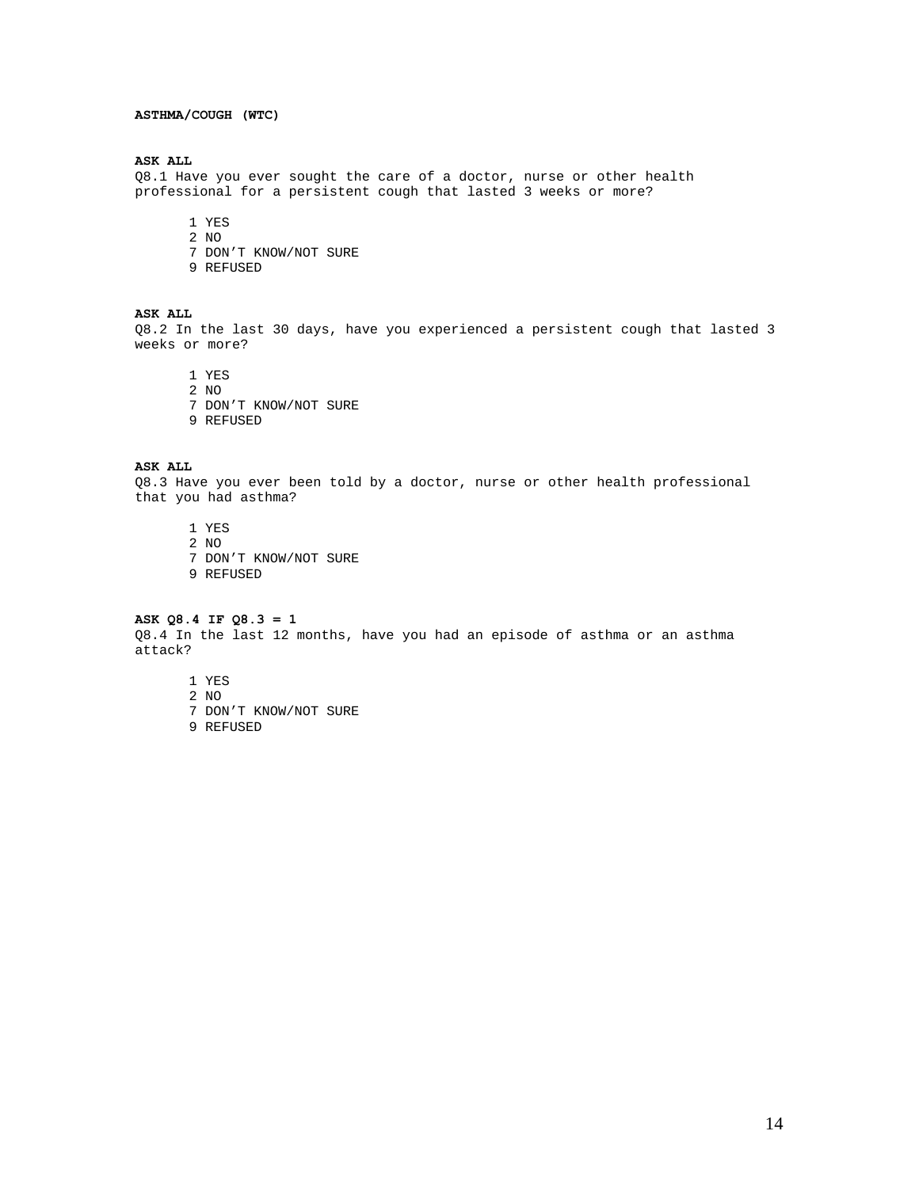**ASTHMA/COUGH (WTC)**

**ASK ALL**

Q8.1 Have you ever sought the care of a doctor, nurse or other health professional for a persistent cough that lasted 3 weeks or more?

1 YES
2 NO
7 DON'T KNOW/NOT SURE
9 REFUSED

**ASK ALL**

Q8.2 In the last 30 days, have you experienced a persistent cough that lasted 3 weeks or more?

1 YES
2 NO
7 DON'T KNOW/NOT SURE
9 REFUSED

**ASK ALL**

Q8.3 Have you ever been told by a doctor, nurse or other health professional that you had asthma?

1 YES
2 NO
7 DON'T KNOW/NOT SURE
9 REFUSED

**ASK Q8.4 IF Q8.3 = 1**

Q8.4 In the last 12 months, have you had an episode of asthma or an asthma attack?

1 YES
2 NO
7 DON'T KNOW/NOT SURE
9 REFUSED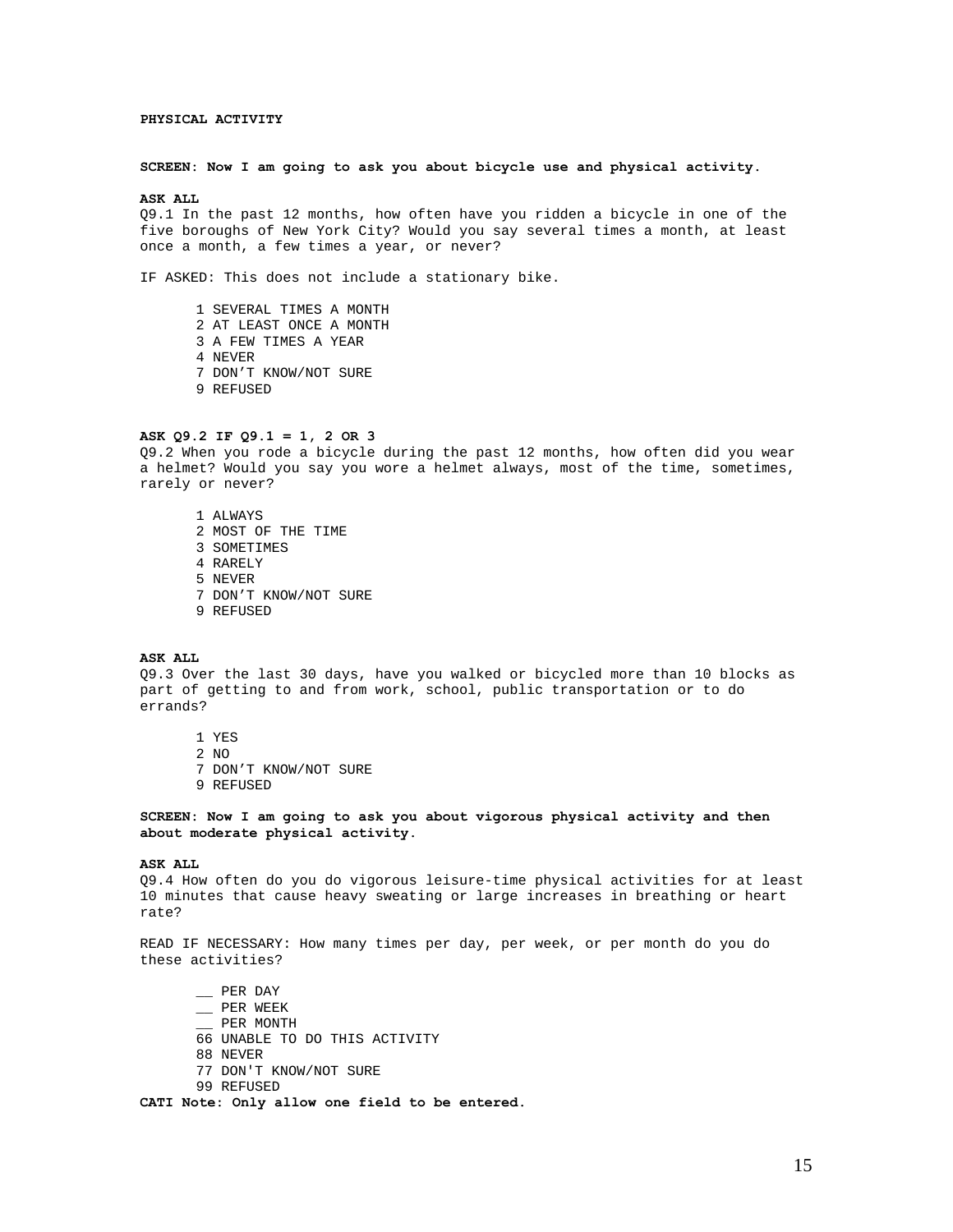**PHYSICAL ACTIVITY**

**SCREEN: Now I am going to ask you about bicycle use and physical activity.**

**ASK ALL**

Q9.1 In the past 12 months, how often have you ridden a bicycle in one of the five boroughs of New York City? Would you say several times a month, at least once a month, a few times a year, or never?

IF ASKED: This does not include a stationary bike.

1 SEVERAL TIMES A MONTH
2 AT LEAST ONCE A MONTH
3 A FEW TIMES A YEAR
4 NEVER
7 DON'T KNOW/NOT SURE
9 REFUSED

**ASK Q9.2 IF Q9.1 = 1, 2 OR 3**

Q9.2 When you rode a bicycle during the past 12 months, how often did you wear a helmet? Would you say you wore a helmet always, most of the time, sometimes, rarely or never?

1 ALWAYS
2 MOST OF THE TIME
3 SOMETIMES
4 RARELY
5 NEVER
7 DON'T KNOW/NOT SURE
9 REFUSED

**ASK ALL**

Q9.3 Over the last 30 days, have you walked or bicycled more than 10 blocks as part of getting to and from work, school, public transportation or to do errands?

1 YES
2 NO
7 DON'T KNOW/NOT SURE
9 REFUSED

**SCREEN: Now I am going to ask you about vigorous physical activity and then about moderate physical activity.**

**ASK ALL**

Q9.4 How often do you do vigorous leisure-time physical activities for at least 10 minutes that cause heavy sweating or large increases in breathing or heart rate?

READ IF NECESSARY: How many times per day, per week, or per month do you do these activities?

__ PER DAY
__ PER WEEK
__ PER MONTH
66 UNABLE TO DO THIS ACTIVITY
88 NEVER
77 DON'T KNOW/NOT SURE
99 REFUSED

**CATI Note: Only allow one field to be entered.**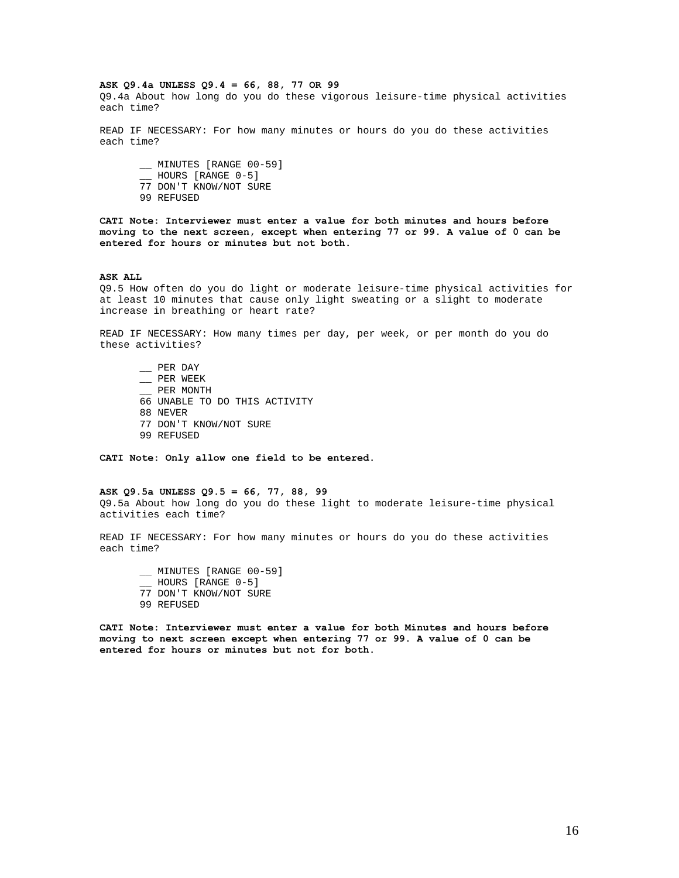**ASK Q9.4a UNLESS Q9.4 = 66, 88, 77 OR 99**
Q9.4a About how long do you do these vigorous leisure-time physical activities each time?

READ IF NECESSARY: For how many minutes or hours do you do these activities each time?

- __ MINUTES [RANGE 00-59]
- __ HOURS [RANGE 0-5]
- 77 DON'T KNOW/NOT SURE
- 99 REFUSED

**CATI Note: Interviewer must enter a value for both minutes and hours before moving to the next screen, except when entering 77 or 99. A value of 0 can be entered for hours or minutes but not both.**

**ASK ALL**
Q9.5 How often do you do light or moderate leisure-time physical activities for at least 10 minutes that cause only light sweating or a slight to moderate increase in breathing or heart rate?

READ IF NECESSARY: How many times per day, per week, or per month do you do these activities?

- __ PER DAY
- __ PER WEEK
- __ PER MONTH
- 66 UNABLE TO DO THIS ACTIVITY
- 88 NEVER
- 77 DON'T KNOW/NOT SURE
- 99 REFUSED

**CATI Note: Only allow one field to be entered.**

**ASK Q9.5a UNLESS Q9.5 = 66, 77, 88, 99**
Q9.5a About how long do you do these light to moderate leisure-time physical activities each time?

READ IF NECESSARY: For how many minutes or hours do you do these activities each time?

- __ MINUTES [RANGE 00-59]
- __ HOURS [RANGE 0-5]
- 77 DON'T KNOW/NOT SURE
- 99 REFUSED

**CATI Note: Interviewer must enter a value for both Minutes and hours before moving to next screen except when entering 77 or 99. A value of 0 can be entered for hours or minutes but not for both.**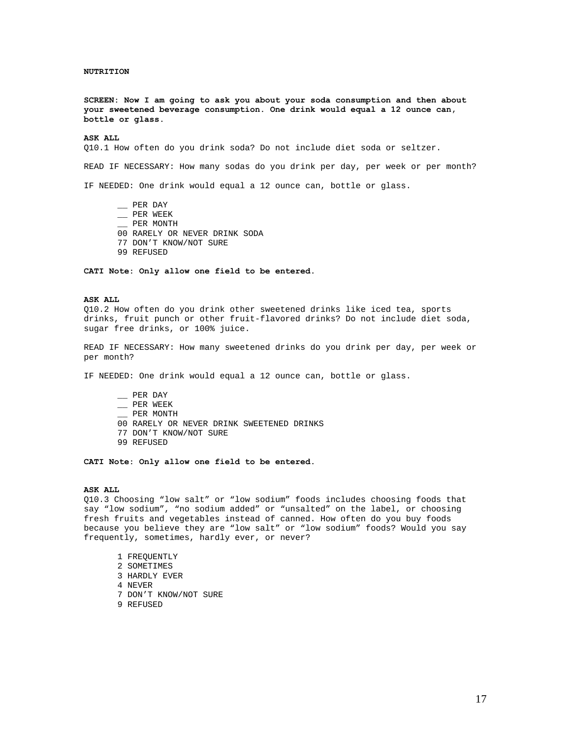**NUTRITION**

**SCREEN: Now I am going to ask you about your soda consumption and then about your sweetened beverage consumption. One drink would equal a 12 ounce can, bottle or glass.**

**ASK ALL**

Q10.1 How often do you drink soda? Do not include diet soda or seltzer.

READ IF NECESSARY: How many sodas do you drink per day, per week or per month?

IF NEEDED: One drink would equal a 12 ounce can, bottle or glass.

- __ PER DAY
- __ PER WEEK
- __ PER MONTH
- 00 RARELY OR NEVER DRINK SODA
- 77 DON'T KNOW/NOT SURE
- 99 REFUSED

**CATI Note: Only allow one field to be entered.**

**ASK ALL**

Q10.2 How often do you drink other sweetened drinks like iced tea, sports drinks, fruit punch or other fruit-flavored drinks? Do not include diet soda, sugar free drinks, or 100% juice.

READ IF NECESSARY: How many sweetened drinks do you drink per day, per week or per month?

IF NEEDED: One drink would equal a 12 ounce can, bottle or glass.

- __ PER DAY
- __ PER WEEK
- __ PER MONTH
- 00 RARELY OR NEVER DRINK SWEETENED DRINKS
- 77 DON'T KNOW/NOT SURE
- 99 REFUSED

**CATI Note: Only allow one field to be entered.**

**ASK ALL**

Q10.3 Choosing "low salt" or "low sodium" foods includes choosing foods that say "low sodium", "no sodium added" or "unsalted" on the label, or choosing fresh fruits and vegetables instead of canned. How often do you buy foods because you believe they are "low salt" or "low sodium" foods? Would you say frequently, sometimes, hardly ever, or never?

- 1 FREQUENTLY
- 2 SOMETIMES
- 3 HARDLY EVER
- 4 NEVER
- 7 DON'T KNOW/NOT SURE
- 9 REFUSED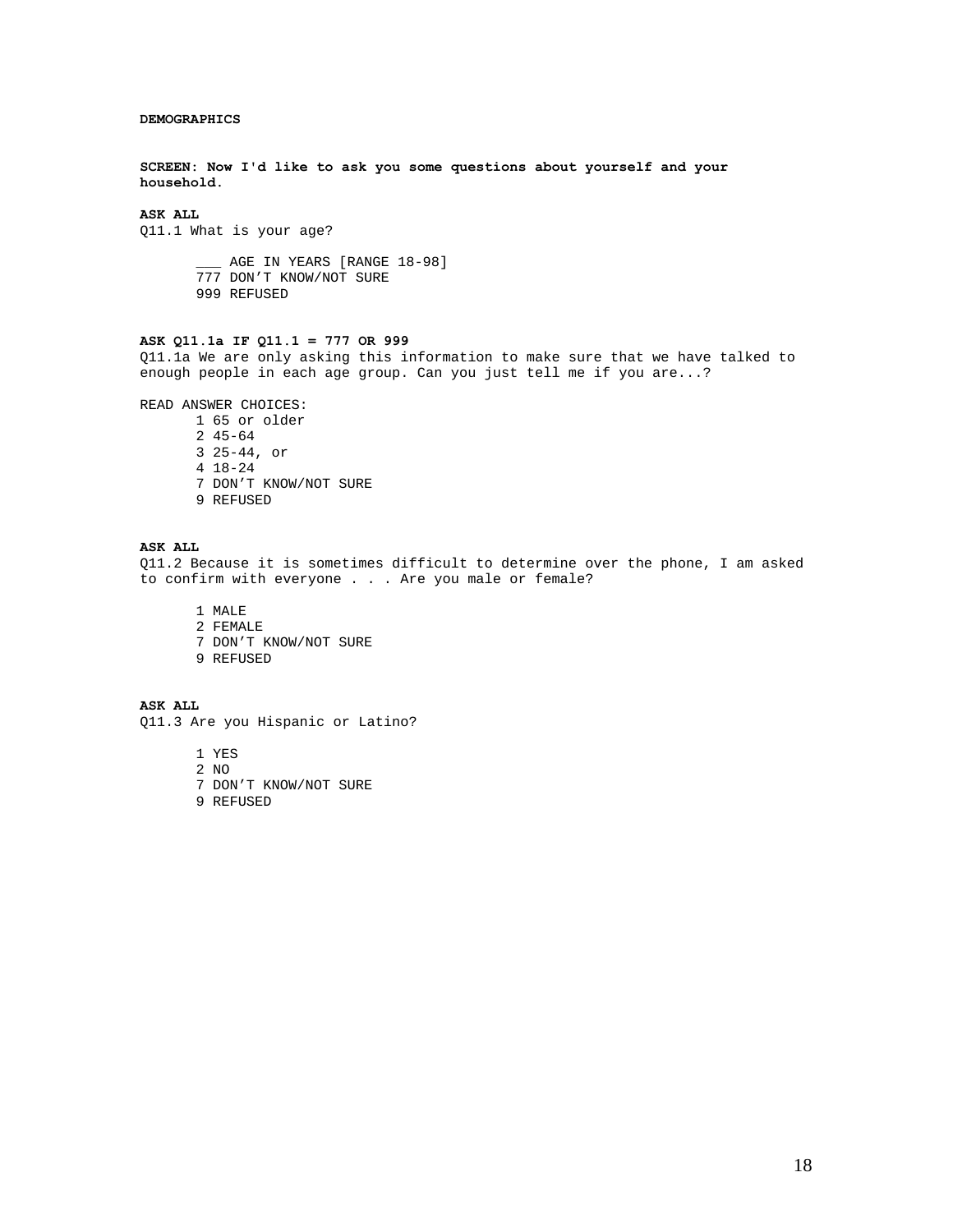**DEMOGRAPHICS**

**SCREEN: Now I'd like to ask you some questions about yourself and your household.**

**ASK ALL**

Q11.1 What is your age?

___ AGE IN YEARS [RANGE 18-98]
777 DON'T KNOW/NOT SURE
999 REFUSED

**ASK Q11.1a IF Q11.1 = 777 OR 999**

Q11.1a We are only asking this information to make sure that we have talked to enough people in each age group. Can you just tell me if you are...?

READ ANSWER CHOICES:

1 65 or older
2 45-64
3 25-44, or
4 18-24
7 DON'T KNOW/NOT SURE
9 REFUSED

**ASK ALL**

Q11.2 Because it is sometimes difficult to determine over the phone, I am asked to confirm with everyone . . . Are you male or female?

1 MALE
2 FEMALE
7 DON'T KNOW/NOT SURE
9 REFUSED

**ASK ALL**

Q11.3 Are you Hispanic or Latino?

1 YES
2 NO
7 DON'T KNOW/NOT SURE
9 REFUSED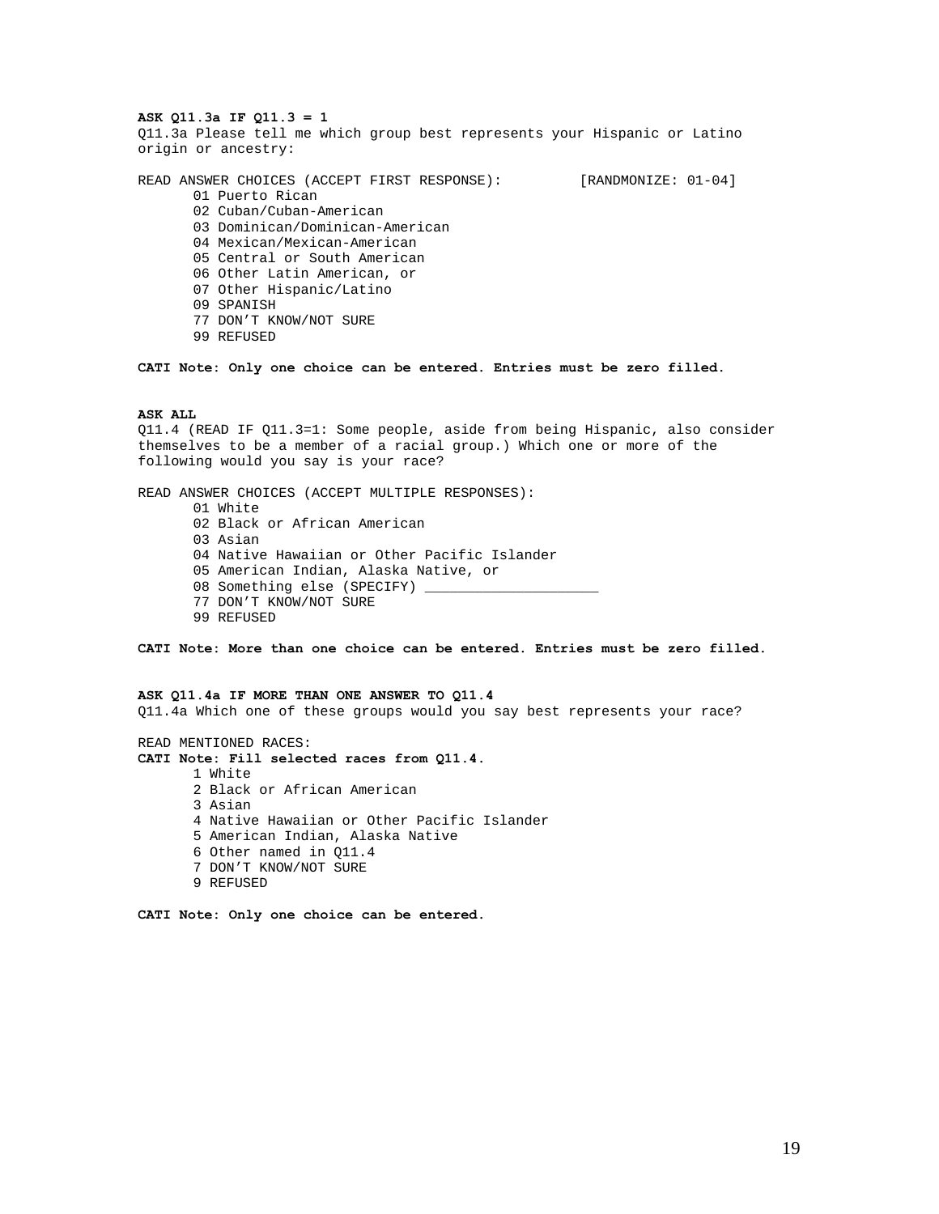**ASK Q11.3a IF Q11.3 = 1**
Q11.3a Please tell me which group best represents your Hispanic or Latino origin or ancestry:

READ ANSWER CHOICES (ACCEPT FIRST RESPONSE): [RANDMONIZE: 01-04]

- 01 Puerto Rican
- 02 Cuban/Cuban-American
- 03 Dominican/Dominican-American
- 04 Mexican/Mexican-American
- 05 Central or South American
- 06 Other Latin American, or
- 07 Other Hispanic/Latino
- 09 SPANISH
- 77 DON'T KNOW/NOT SURE
- 99 REFUSED

**CATI Note: Only one choice can be entered. Entries must be zero filled.**

**ASK ALL**
Q11.4 (READ IF Q11.3=1: Some people, aside from being Hispanic, also consider themselves to be a member of a racial group.) Which one or more of the following would you say is your race?

READ ANSWER CHOICES (ACCEPT MULTIPLE RESPONSES):

- 01 White
- 02 Black or African American
- 03 Asian
- 04 Native Hawaiian or Other Pacific Islander
- 05 American Indian, Alaska Native, or
- 08 Something else (SPECIFY) ____________________
- 77 DON'T KNOW/NOT SURE
- 99 REFUSED

**CATI Note: More than one choice can be entered. Entries must be zero filled.**

**ASK Q11.4a IF MORE THAN ONE ANSWER TO Q11.4**
Q11.4a Which one of these groups would you say best represents your race?

READ MENTIONED RACES:
**CATI Note: Fill selected races from Q11.4.**

- 1 White
- 2 Black or African American
- 3 Asian
- 4 Native Hawaiian or Other Pacific Islander
- 5 American Indian, Alaska Native
- 6 Other named in Q11.4
- 7 DON'T KNOW/NOT SURE
- 9 REFUSED

**CATI Note: Only one choice can be entered.**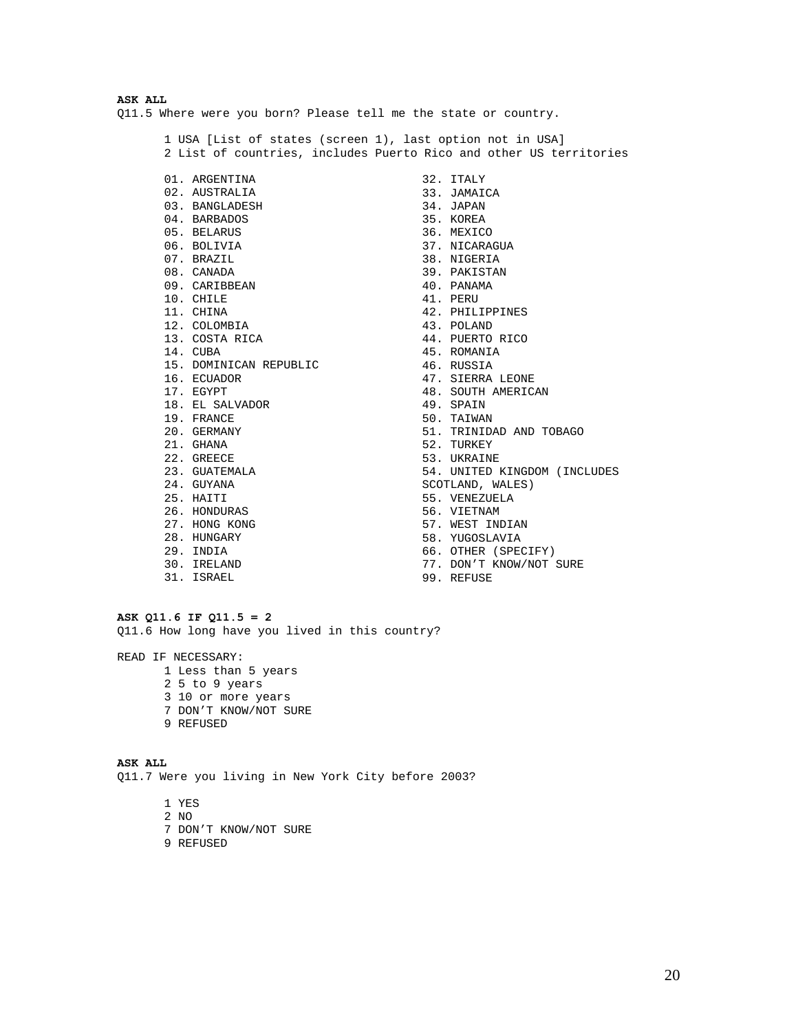**ASK ALL**
Q11.5 Where were you born? Please tell me the state or country.

1 USA [List of states (screen 1), last option not in USA]
2 List of countries, includes Puerto Rico and other US territories

01. ARGENTINA
02. AUSTRALIA
03. BANGLADESH
04. BARBADOS
05. BELARUS
06. BOLIVIA
07. BRAZIL
08. CANADA
09. CARIBBEAN
10. CHILE
11. CHINA
12. COLOMBIA
13. COSTA RICA
14. CUBA
15. DOMINICAN REPUBLIC
16. ECUADOR
17. EGYPT
18. EL SALVADOR
19. FRANCE
20. GERMANY
21. GHANA
22. GREECE
23. GUATEMALA
24. GUYANA
25. HAITI
26. HONDURAS
27. HONG KONG
28. HUNGARY
29. INDIA
30. IRELAND
31. ISRAEL
32. ITALY
33. JAMAICA
34. JAPAN
35. KOREA
36. MEXICO
37. NICARAGUA
38. NIGERIA
39. PAKISTAN
40. PANAMA
41. PERU
42. PHILIPPINES
43. POLAND
44. PUERTO RICO
45. ROMANIA
46. RUSSIA
47. SIERRA LEONE
48. SOUTH AMERICAN
49. SPAIN
50. TAIWAN
51. TRINIDAD AND TOBAGO
52. TURKEY
53. UKRAINE
54. UNITED KINGDOM (INCLUDES SCOTLAND, WALES)
55. VENEZUELA
56. VIETNAM
57. WEST INDIAN
58. YUGOSLAVIA
66. OTHER (SPECIFY)
77. DON'T KNOW/NOT SURE
99. REFUSE

**ASK Q11.6 IF Q11.5 = 2**
Q11.6 How long have you lived in this country?

READ IF NECESSARY:

1 Less than 5 years
2 5 to 9 years
3 10 or more years
7 DON'T KNOW/NOT SURE
9 REFUSED

**ASK ALL**
Q11.7 Were you living in New York City before 2003?

1 YES
2 NO
7 DON'T KNOW/NOT SURE
9 REFUSED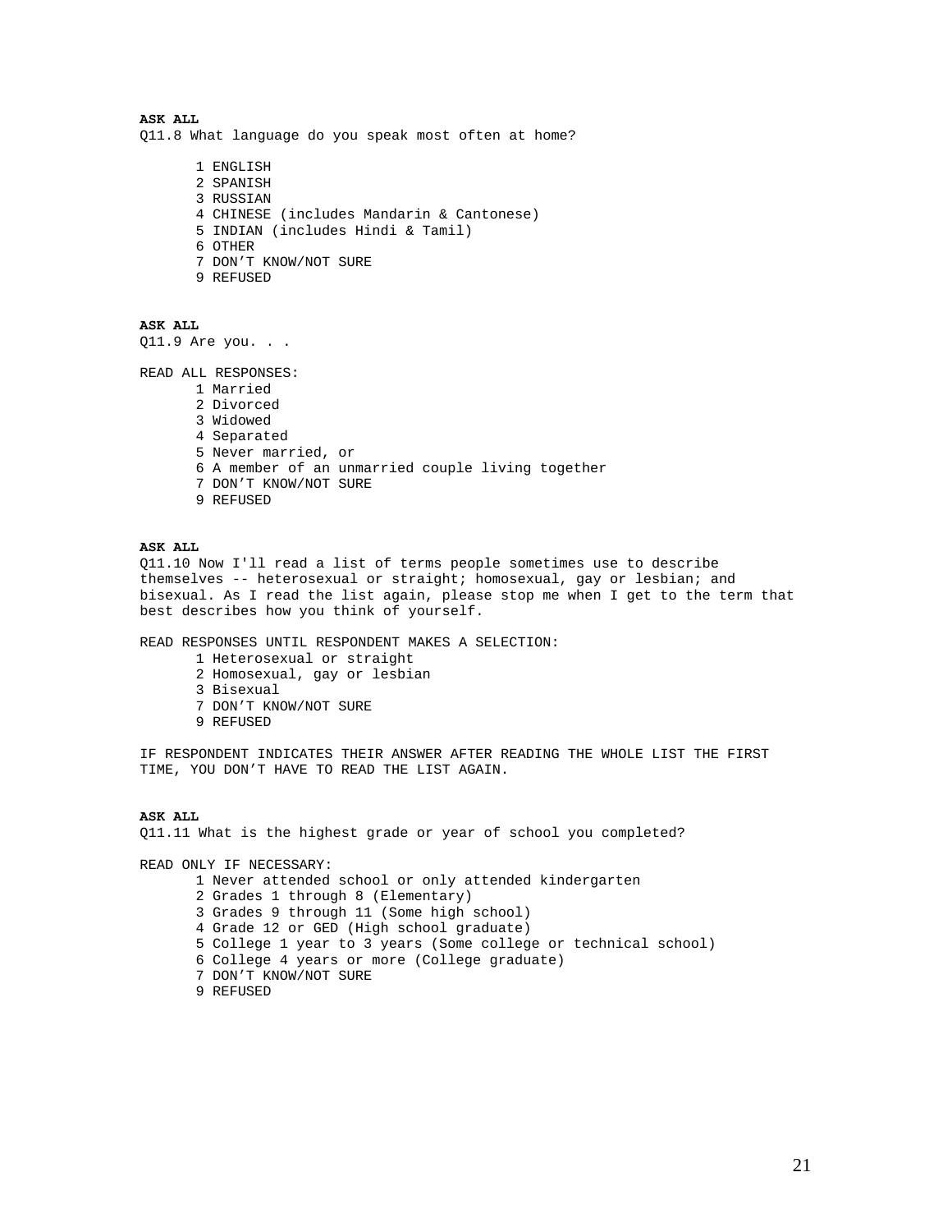**ASK ALL**
Q11.8 What language do you speak most often at home?

1 ENGLISH
2 SPANISH
3 RUSSIAN
4 CHINESE (includes Mandarin & Cantonese)
5 INDIAN (includes Hindi & Tamil)
6 OTHER
7 DON'T KNOW/NOT SURE
9 REFUSED

**ASK ALL**
Q11.9 Are you. . .

READ ALL RESPONSES:

1 Married
2 Divorced
3 Widowed
4 Separated
5 Never married, or
6 A member of an unmarried couple living together
7 DON'T KNOW/NOT SURE
9 REFUSED

**ASK ALL**
Q11.10 Now I'll read a list of terms people sometimes use to describe themselves -- heterosexual or straight; homosexual, gay or lesbian; and bisexual. As I read the list again, please stop me when I get to the term that best describes how you think of yourself.

READ RESPONSES UNTIL RESPONDENT MAKES A SELECTION:

1 Heterosexual or straight
2 Homosexual, gay or lesbian
3 Bisexual
7 DON'T KNOW/NOT SURE
9 REFUSED

IF RESPONDENT INDICATES THEIR ANSWER AFTER READING THE WHOLE LIST THE FIRST TIME, YOU DON'T HAVE TO READ THE LIST AGAIN.

**ASK ALL**
Q11.11 What is the highest grade or year of school you completed?

READ ONLY IF NECESSARY:

1 Never attended school or only attended kindergarten
2 Grades 1 through 8 (Elementary)
3 Grades 9 through 11 (Some high school)
4 Grade 12 or GED (High school graduate)
5 College 1 year to 3 years (Some college or technical school)
6 College 4 years or more (College graduate)
7 DON'T KNOW/NOT SURE
9 REFUSED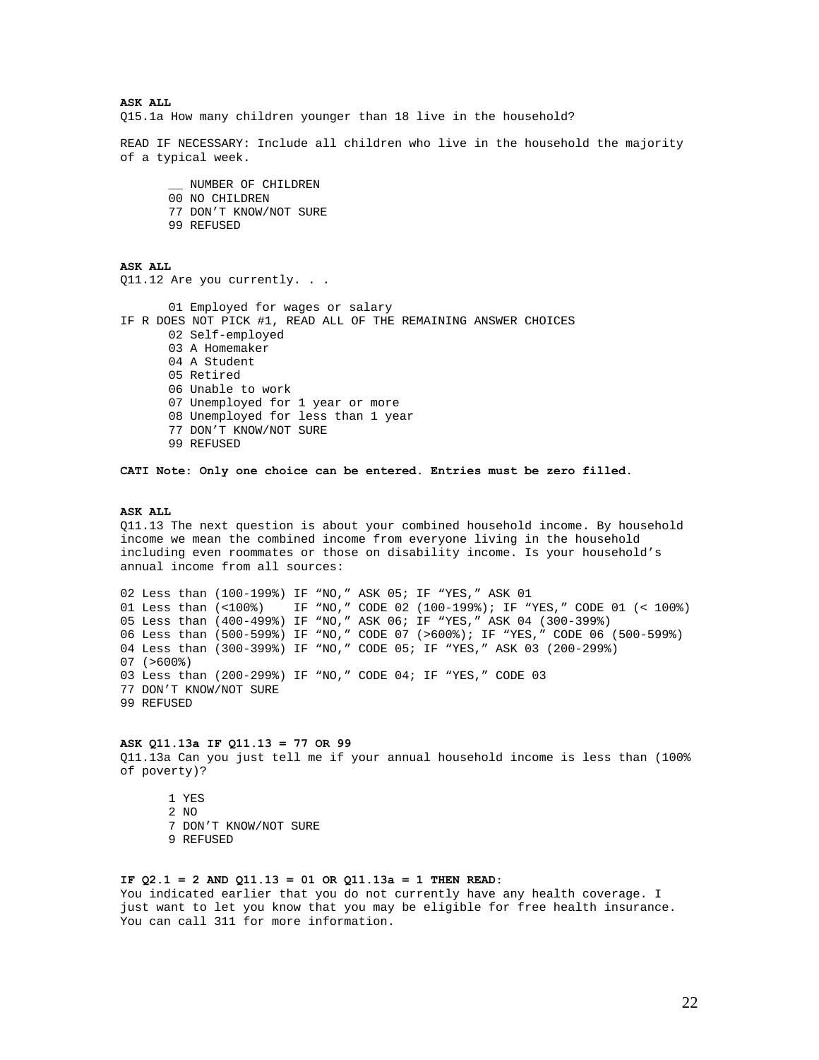**ASK ALL**

Q15.1a How many children younger than 18 live in the household?

READ IF NECESSARY: Include all children who live in the household the majority of a typical week.

- __ NUMBER OF CHILDREN
- 00 NO CHILDREN
- 77 DON'T KNOW/NOT SURE
- 99 REFUSED

**ASK ALL**

Q11.12 Are you currently. . .

- 01 Employed for wages or salary

IF R DOES NOT PICK #1, READ ALL OF THE REMAINING ANSWER CHOICES

- 02 Self-employed
- 03 A Homemaker
- 04 A Student
- 05 Retired
- 06 Unable to work
- 07 Unemployed for 1 year or more
- 08 Unemployed for less than 1 year
- 77 DON'T KNOW/NOT SURE
- 99 REFUSED

**CATI Note: Only one choice can be entered. Entries must be zero filled.**

**ASK ALL**

Q11.13 The next question is about your combined household income. By household income we mean the combined income from everyone living in the household including even roommates or those on disability income. Is your household's annual income from all sources:

```
02 Less than (100-199%) IF "NO," ASK 05; IF "YES," ASK 01
01 Less than (<100%)    IF "NO," CODE 02 (100-199%); IF "YES," CODE 01 (< 100%)
05 Less than (400-499%) IF "NO," ASK 06; IF "YES," ASK 04 (300-399%)
06 Less than (500-599%) IF "NO," CODE 07 (>600%); IF "YES," CODE 06 (500-599%)
04 Less than (300-399%) IF "NO," CODE 05; IF "YES," ASK 03 (200-299%)
07 (>600%)
03 Less than (200-299%) IF "NO," CODE 04; IF "YES," CODE 03
77 DON'T KNOW/NOT SURE
99 REFUSED
```

**ASK Q11.13a IF Q11.13 = 77 OR 99**

Q11.13a Can you just tell me if your annual household income is less than (100% of poverty)?

- 1 YES
- 2 NO
- 7 DON'T KNOW/NOT SURE
- 9 REFUSED

**IF Q2.1 = 2 AND Q11.13 = 01 OR Q11.13a = 1 THEN READ:**

You indicated earlier that you do not currently have any health coverage. I just want to let you know that you may be eligible for free health insurance. You can call 311 for more information.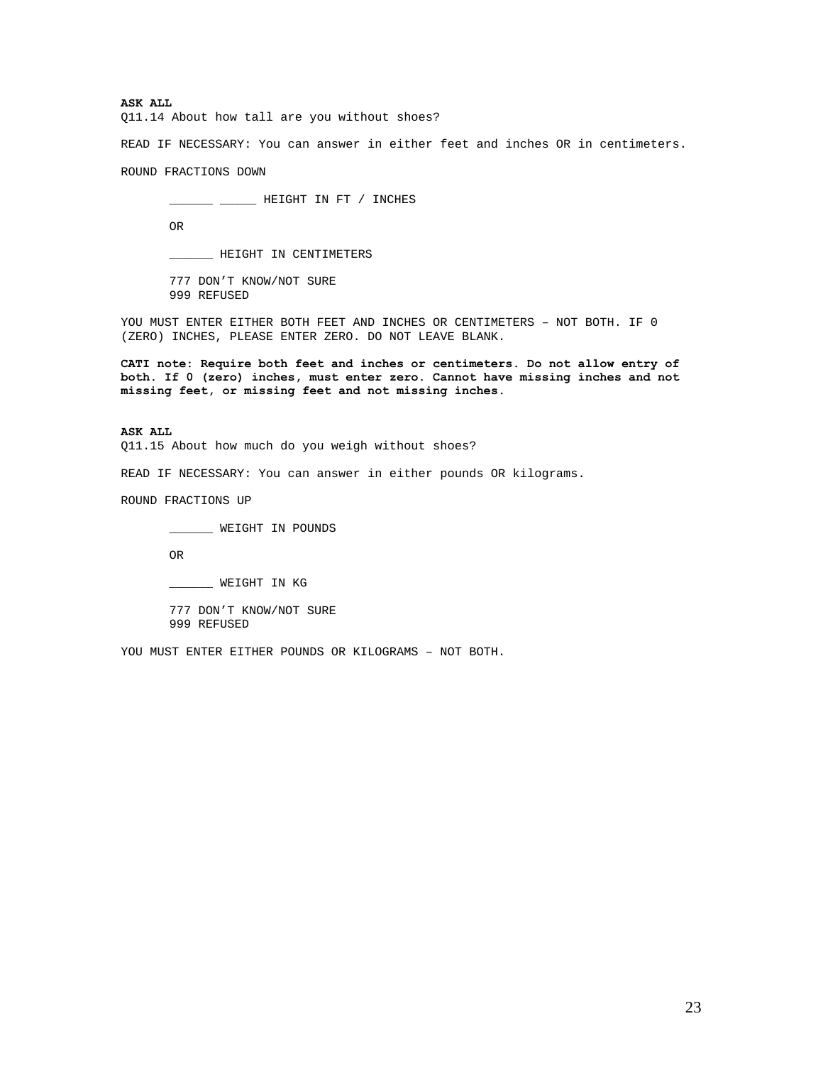**ASK ALL**
Q11.14 About how tall are you without shoes?

READ IF NECESSARY: You can answer in either feet and inches OR in centimeters.

ROUND FRACTIONS DOWN

> ______ _____ HEIGHT IN FT / INCHES
>
> OR
>
> ______ HEIGHT IN CENTIMETERS
>
> 777 DON'T KNOW/NOT SURE
> 999 REFUSED

YOU MUST ENTER EITHER BOTH FEET AND INCHES OR CENTIMETERS – NOT BOTH. IF 0 (ZERO) INCHES, PLEASE ENTER ZERO. DO NOT LEAVE BLANK.

**CATI note: Require both feet and inches or centimeters. Do not allow entry of both. If 0 (zero) inches, must enter zero. Cannot have missing inches and not missing feet, or missing feet and not missing inches.**

**ASK ALL**
Q11.15 About how much do you weigh without shoes?

READ IF NECESSARY: You can answer in either pounds OR kilograms.

ROUND FRACTIONS UP

> ______ WEIGHT IN POUNDS
>
> OR
>
> ______ WEIGHT IN KG
>
> 777 DON'T KNOW/NOT SURE
> 999 REFUSED

YOU MUST ENTER EITHER POUNDS OR KILOGRAMS – NOT BOTH.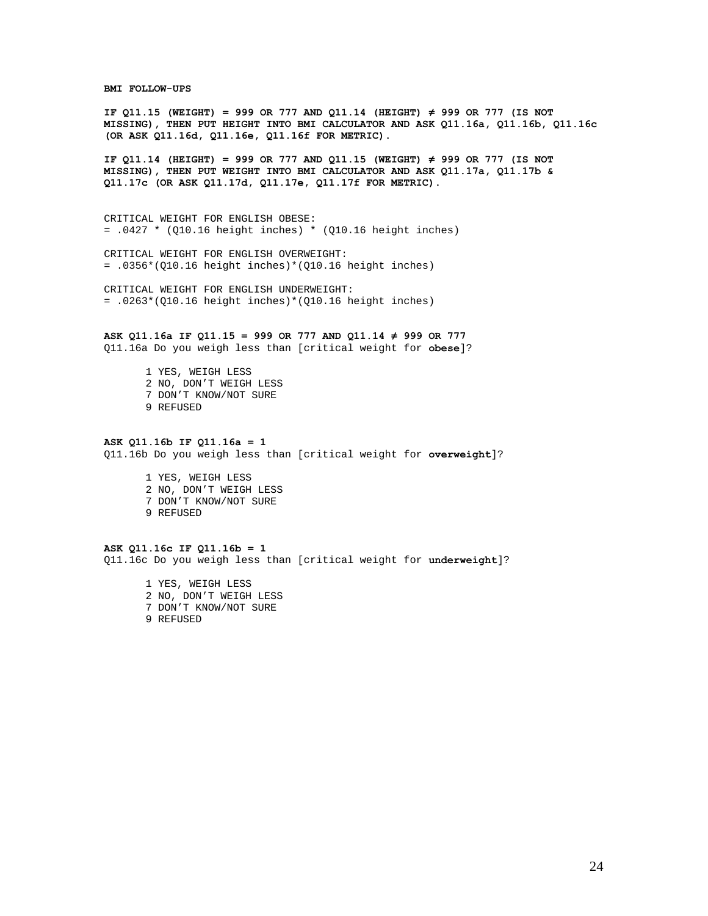**BMI FOLLOW-UPS**

**IF Q11.15 (WEIGHT) = 999 OR 777 AND Q11.14 (HEIGHT) ≠ 999 OR 777 (IS NOT MISSING), THEN PUT HEIGHT INTO BMI CALCULATOR AND ASK Q11.16a, Q11.16b, Q11.16c (OR ASK Q11.16d, Q11.16e, Q11.16f FOR METRIC).**

**IF Q11.14 (HEIGHT) = 999 OR 777 AND Q11.15 (WEIGHT) ≠ 999 OR 777 (IS NOT MISSING), THEN PUT WEIGHT INTO BMI CALCULATOR AND ASK Q11.17a, Q11.17b & Q11.17c (OR ASK Q11.17d, Q11.17e, Q11.17f FOR METRIC).**

CRITICAL WEIGHT FOR ENGLISH OBESE:
= .0427 * (Q10.16 height inches) * (Q10.16 height inches)

CRITICAL WEIGHT FOR ENGLISH OVERWEIGHT:
= .0356*(Q10.16 height inches)*(Q10.16 height inches)

CRITICAL WEIGHT FOR ENGLISH UNDERWEIGHT:
= .0263*(Q10.16 height inches)*(Q10.16 height inches)

**ASK Q11.16a IF Q11.15 = 999 OR 777 AND Q11.14 ≠ 999 OR 777**
Q11.16a Do you weigh less than [critical weight for **obese**]?

1 YES, WEIGH LESS
2 NO, DON'T WEIGH LESS
7 DON'T KNOW/NOT SURE
9 REFUSED

**ASK Q11.16b IF Q11.16a = 1**
Q11.16b Do you weigh less than [critical weight for **overweight**]?

1 YES, WEIGH LESS
2 NO, DON'T WEIGH LESS
7 DON'T KNOW/NOT SURE
9 REFUSED

**ASK Q11.16c IF Q11.16b = 1**
Q11.16c Do you weigh less than [critical weight for **underweight**]?

1 YES, WEIGH LESS
2 NO, DON'T WEIGH LESS
7 DON'T KNOW/NOT SURE
9 REFUSED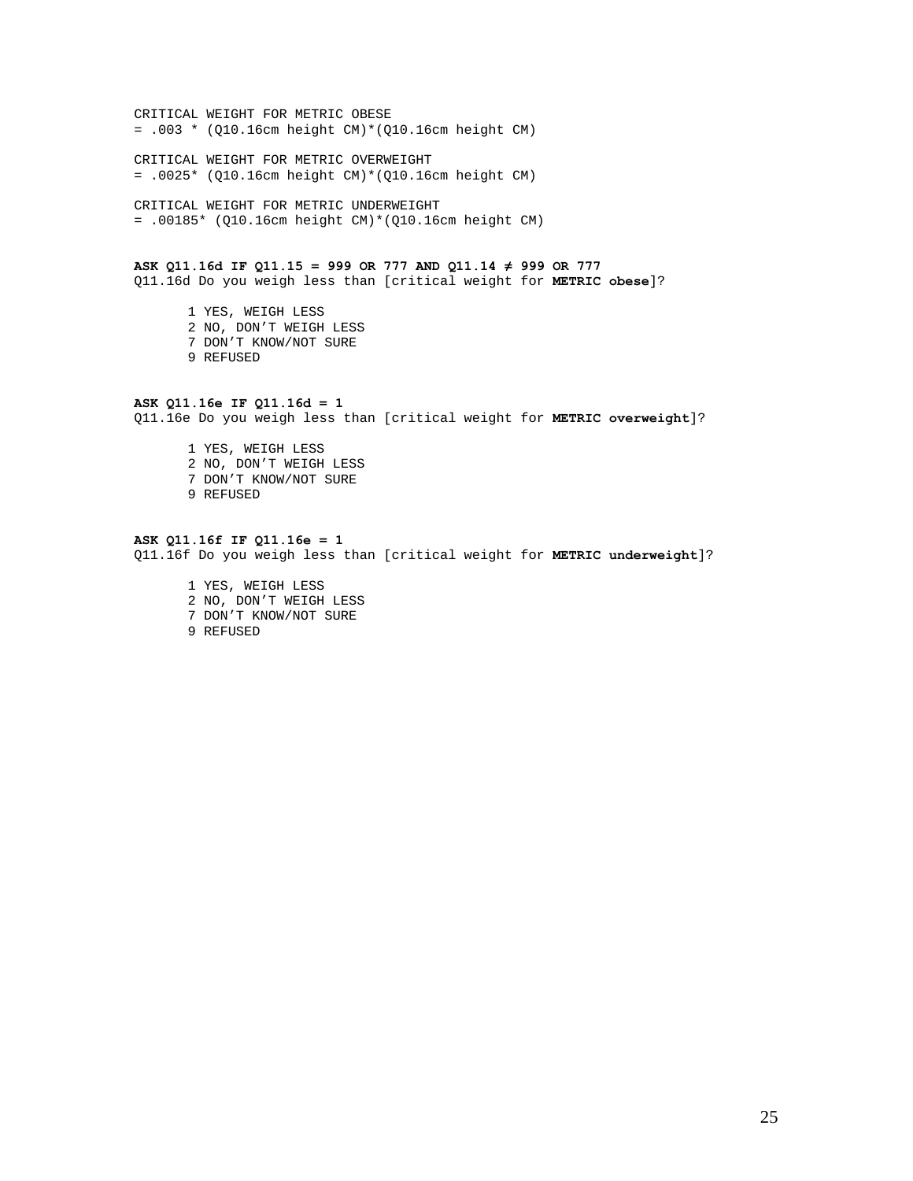CRITICAL WEIGHT FOR METRIC OBESE
= .003 * (Q10.16cm height CM)*(Q10.16cm height CM)

CRITICAL WEIGHT FOR METRIC OVERWEIGHT
= .0025* (Q10.16cm height CM)*(Q10.16cm height CM)

CRITICAL WEIGHT FOR METRIC UNDERWEIGHT
= .00185* (Q10.16cm height CM)*(Q10.16cm height CM)

**ASK Q11.16d IF Q11.15 = 999 OR 777 AND Q11.14 ≠ 999 OR 777**
Q11.16d Do you weigh less than [critical weight for **METRIC obese**]?

1 YES, WEIGH LESS
2 NO, DON'T WEIGH LESS
7 DON'T KNOW/NOT SURE
9 REFUSED

**ASK Q11.16e IF Q11.16d = 1**
Q11.16e Do you weigh less than [critical weight for **METRIC overweight**]?

1 YES, WEIGH LESS
2 NO, DON'T WEIGH LESS
7 DON'T KNOW/NOT SURE
9 REFUSED

**ASK Q11.16f IF Q11.16e = 1**
Q11.16f Do you weigh less than [critical weight for **METRIC underweight**]?

1 YES, WEIGH LESS
2 NO, DON'T WEIGH LESS
7 DON'T KNOW/NOT SURE
9 REFUSED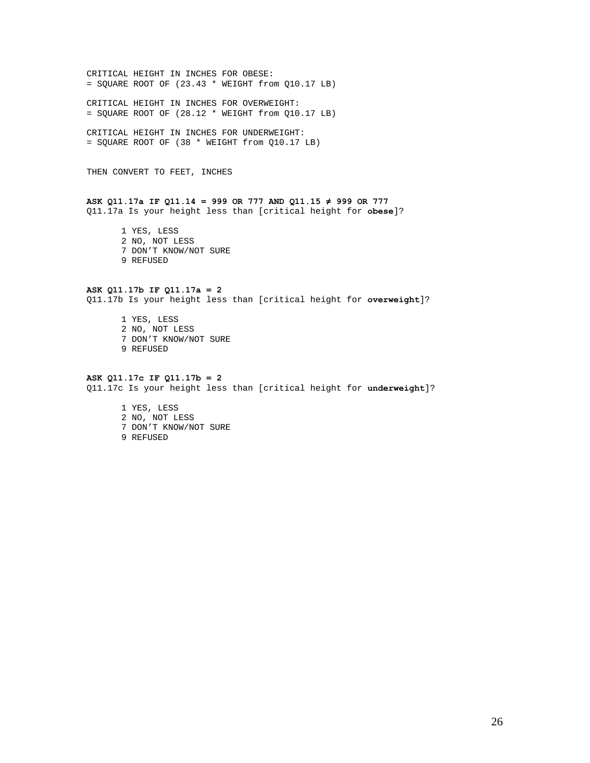CRITICAL HEIGHT IN INCHES FOR OBESE:
= SQUARE ROOT OF (23.43 * WEIGHT from Q10.17 LB)

CRITICAL HEIGHT IN INCHES FOR OVERWEIGHT:
= SQUARE ROOT OF (28.12 * WEIGHT from Q10.17 LB)

CRITICAL HEIGHT IN INCHES FOR UNDERWEIGHT:
= SQUARE ROOT OF (38 * WEIGHT from Q10.17 LB)

THEN CONVERT TO FEET, INCHES

**ASK Q11.17a IF Q11.14 = 999 OR 777 AND Q11.15 ≠ 999 OR 777**
Q11.17a Is your height less than [critical height for **obese**]?

1 YES, LESS
2 NO, NOT LESS
7 DON'T KNOW/NOT SURE
9 REFUSED

**ASK Q11.17b IF Q11.17a = 2**
Q11.17b Is your height less than [critical height for **overweight**]?

1 YES, LESS
2 NO, NOT LESS
7 DON'T KNOW/NOT SURE
9 REFUSED

**ASK Q11.17c IF Q11.17b = 2**
Q11.17c Is your height less than [critical height for **underweight**]?

1 YES, LESS
2 NO, NOT LESS
7 DON'T KNOW/NOT SURE
9 REFUSED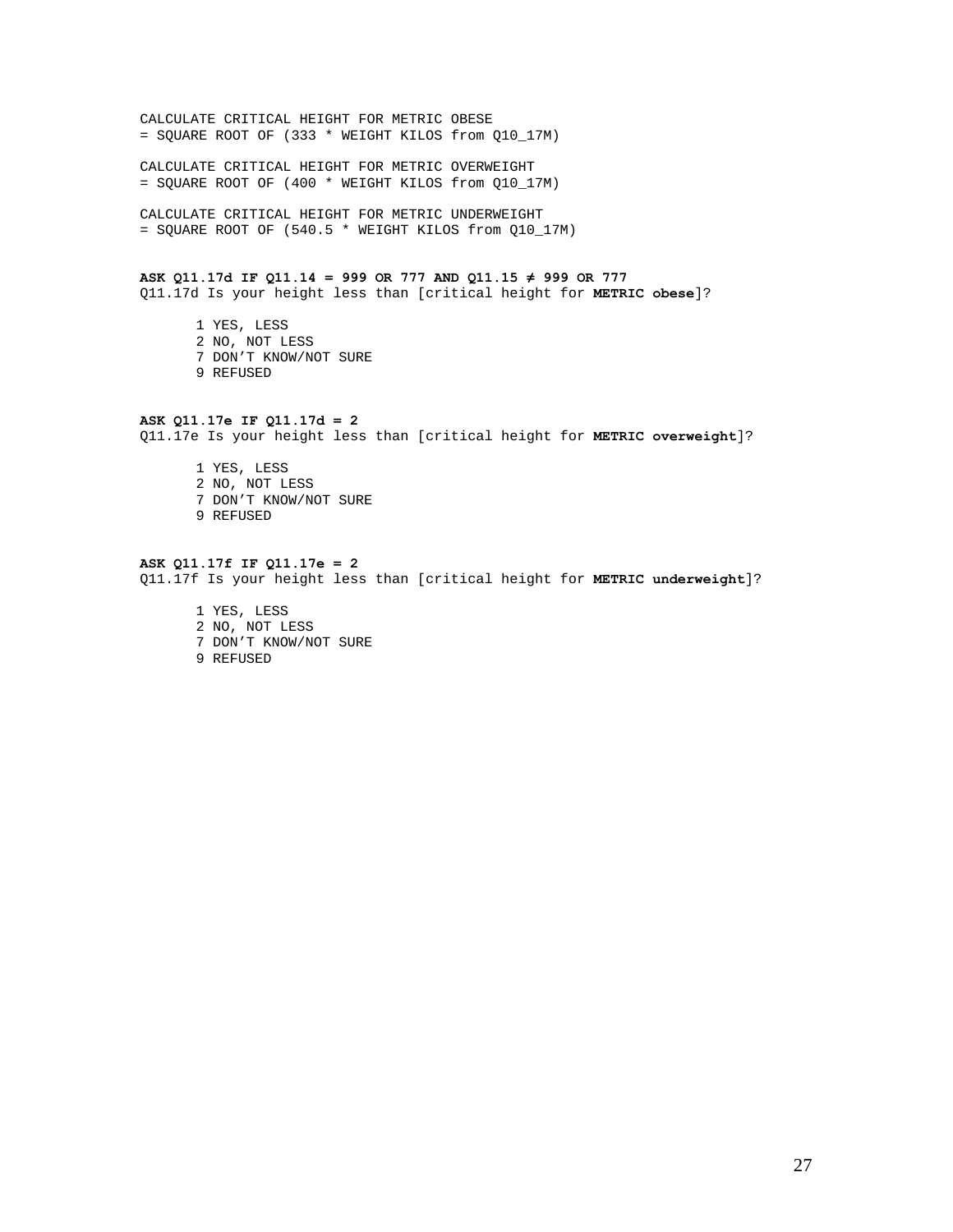CALCULATE CRITICAL HEIGHT FOR METRIC OBESE
= SQUARE ROOT OF (333 * WEIGHT KILOS from Q10_17M)

CALCULATE CRITICAL HEIGHT FOR METRIC OVERWEIGHT
= SQUARE ROOT OF (400 * WEIGHT KILOS from Q10_17M)

CALCULATE CRITICAL HEIGHT FOR METRIC UNDERWEIGHT
= SQUARE ROOT OF (540.5 * WEIGHT KILOS from Q10_17M)

**ASK Q11.17d IF Q11.14 = 999 OR 777 AND Q11.15 ≠ 999 OR 777**
Q11.17d Is your height less than [critical height for **METRIC obese**]?

1 YES, LESS
2 NO, NOT LESS
7 DON'T KNOW/NOT SURE
9 REFUSED

**ASK Q11.17e IF Q11.17d = 2**
Q11.17e Is your height less than [critical height for **METRIC overweight**]?

1 YES, LESS
2 NO, NOT LESS
7 DON'T KNOW/NOT SURE
9 REFUSED

**ASK Q11.17f IF Q11.17e = 2**
Q11.17f Is your height less than [critical height for **METRIC underweight**]?

1 YES, LESS
2 NO, NOT LESS
7 DON'T KNOW/NOT SURE
9 REFUSED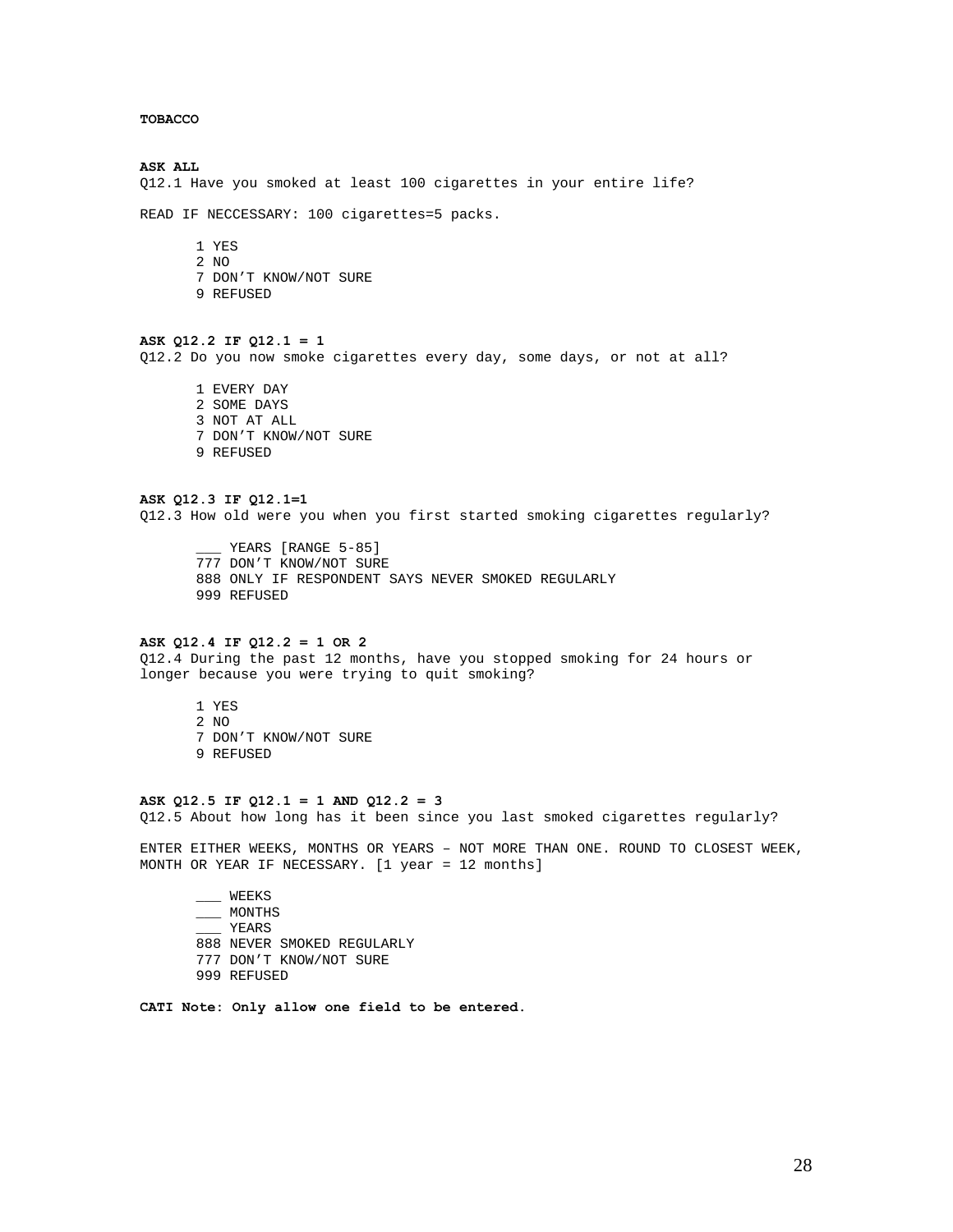**TOBACCO**

**ASK ALL**
Q12.1 Have you smoked at least 100 cigarettes in your entire life?

READ IF NECCESSARY: 100 cigarettes=5 packs.

1 YES
2 NO
7 DON'T KNOW/NOT SURE
9 REFUSED

**ASK Q12.2 IF Q12.1 = 1**
Q12.2 Do you now smoke cigarettes every day, some days, or not at all?

1 EVERY DAY
2 SOME DAYS
3 NOT AT ALL
7 DON'T KNOW/NOT SURE
9 REFUSED

**ASK Q12.3 IF Q12.1=1**
Q12.3 How old were you when you first started smoking cigarettes regularly?

___ YEARS [RANGE 5-85]
777 DON'T KNOW/NOT SURE
888 ONLY IF RESPONDENT SAYS NEVER SMOKED REGULARLY
999 REFUSED

**ASK Q12.4 IF Q12.2 = 1 OR 2**
Q12.4 During the past 12 months, have you stopped smoking for 24 hours or longer because you were trying to quit smoking?

1 YES
2 NO
7 DON'T KNOW/NOT SURE
9 REFUSED

**ASK Q12.5 IF Q12.1 = 1 AND Q12.2 = 3**
Q12.5 About how long has it been since you last smoked cigarettes regularly?

ENTER EITHER WEEKS, MONTHS OR YEARS – NOT MORE THAN ONE. ROUND TO CLOSEST WEEK, MONTH OR YEAR IF NECESSARY. [1 year = 12 months]

___ WEEKS
___ MONTHS
___ YEARS
888 NEVER SMOKED REGULARLY
777 DON'T KNOW/NOT SURE
999 REFUSED

**CATI Note: Only allow one field to be entered.**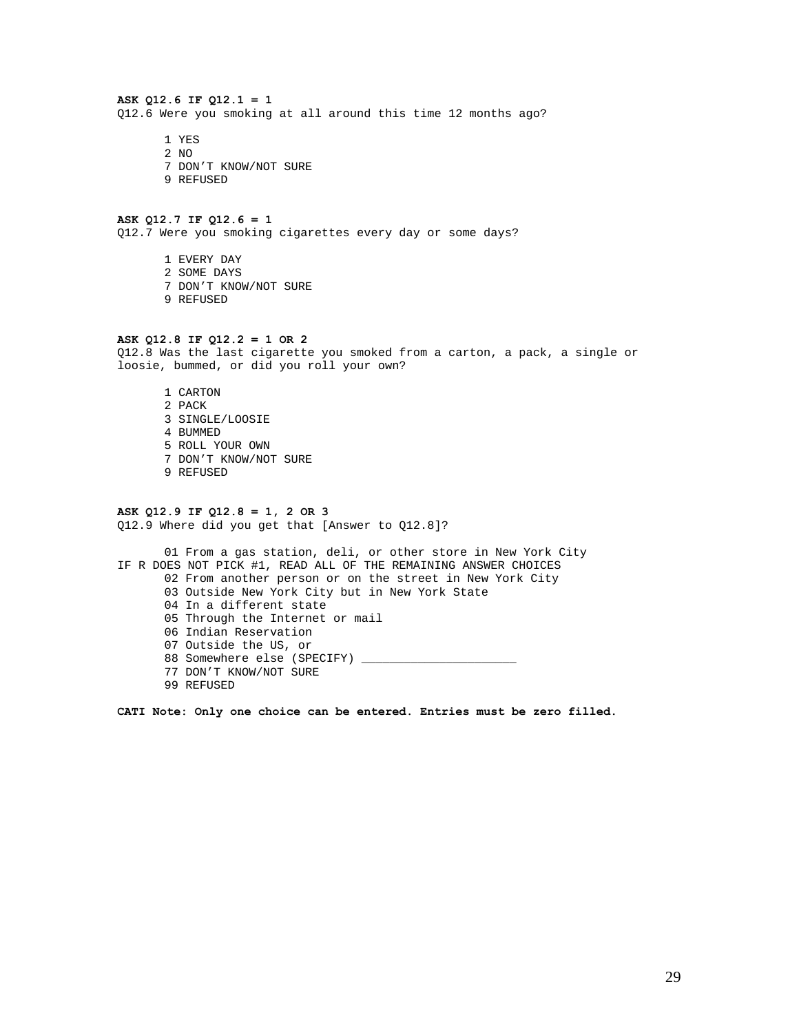**ASK Q12.6 IF Q12.1 = 1**
Q12.6 Were you smoking at all around this time 12 months ago?

1 YES
2 NO
7 DON'T KNOW/NOT SURE
9 REFUSED

**ASK Q12.7 IF Q12.6 = 1**
Q12.7 Were you smoking cigarettes every day or some days?

1 EVERY DAY
2 SOME DAYS
7 DON'T KNOW/NOT SURE
9 REFUSED

**ASK Q12.8 IF Q12.2 = 1 OR 2**
Q12.8 Was the last cigarette you smoked from a carton, a pack, a single or loosie, bummed, or did you roll your own?

1 CARTON
2 PACK
3 SINGLE/LOOSIE
4 BUMMED
5 ROLL YOUR OWN
7 DON'T KNOW/NOT SURE
9 REFUSED

**ASK Q12.9 IF Q12.8 = 1, 2 OR 3**
Q12.9 Where did you get that [Answer to Q12.8]?

01 From a gas station, deli, or other store in New York City
IF R DOES NOT PICK #1, READ ALL OF THE REMAINING ANSWER CHOICES
02 From another person or on the street in New York City
03 Outside New York City but in New York State
04 In a different state
05 Through the Internet or mail
06 Indian Reservation
07 Outside the US, or
88 Somewhere else (SPECIFY) _____________________
77 DON'T KNOW/NOT SURE
99 REFUSED

**CATI Note: Only one choice can be entered. Entries must be zero filled.**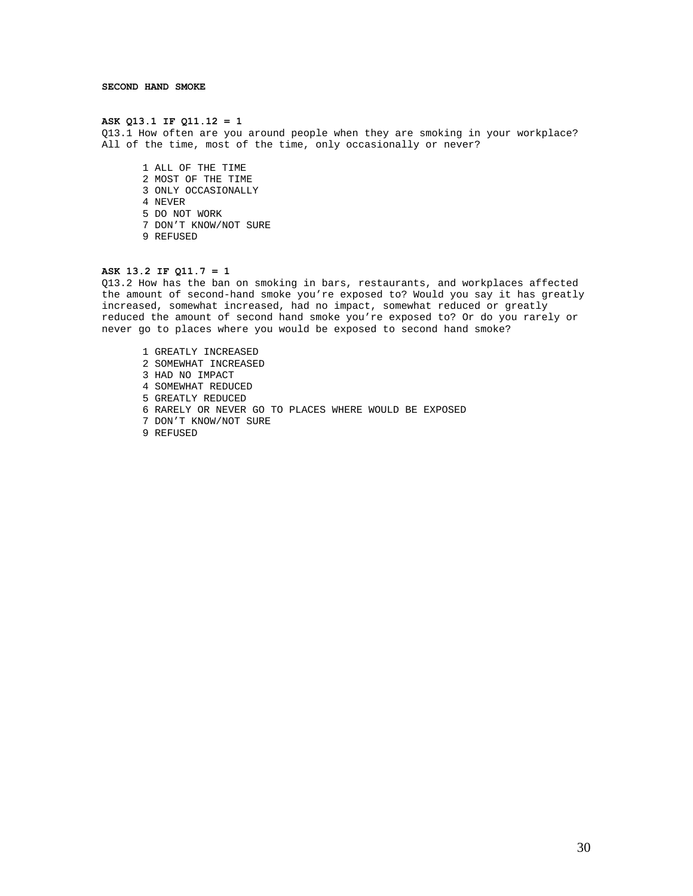**SECOND HAND SMOKE**

**ASK Q13.1 IF Q11.12 = 1**

Q13.1 How often are you around people when they are smoking in your workplace? All of the time, most of the time, only occasionally or never?

1 ALL OF THE TIME
2 MOST OF THE TIME
3 ONLY OCCASIONALLY
4 NEVER
5 DO NOT WORK
7 DON'T KNOW/NOT SURE
9 REFUSED

**ASK 13.2 IF Q11.7 = 1**

Q13.2 How has the ban on smoking in bars, restaurants, and workplaces affected the amount of second-hand smoke you're exposed to? Would you say it has greatly increased, somewhat increased, had no impact, somewhat reduced or greatly reduced the amount of second hand smoke you're exposed to? Or do you rarely or never go to places where you would be exposed to second hand smoke?

1 GREATLY INCREASED
2 SOMEWHAT INCREASED
3 HAD NO IMPACT
4 SOMEWHAT REDUCED
5 GREATLY REDUCED
6 RARELY OR NEVER GO TO PLACES WHERE WOULD BE EXPOSED
7 DON'T KNOW/NOT SURE
9 REFUSED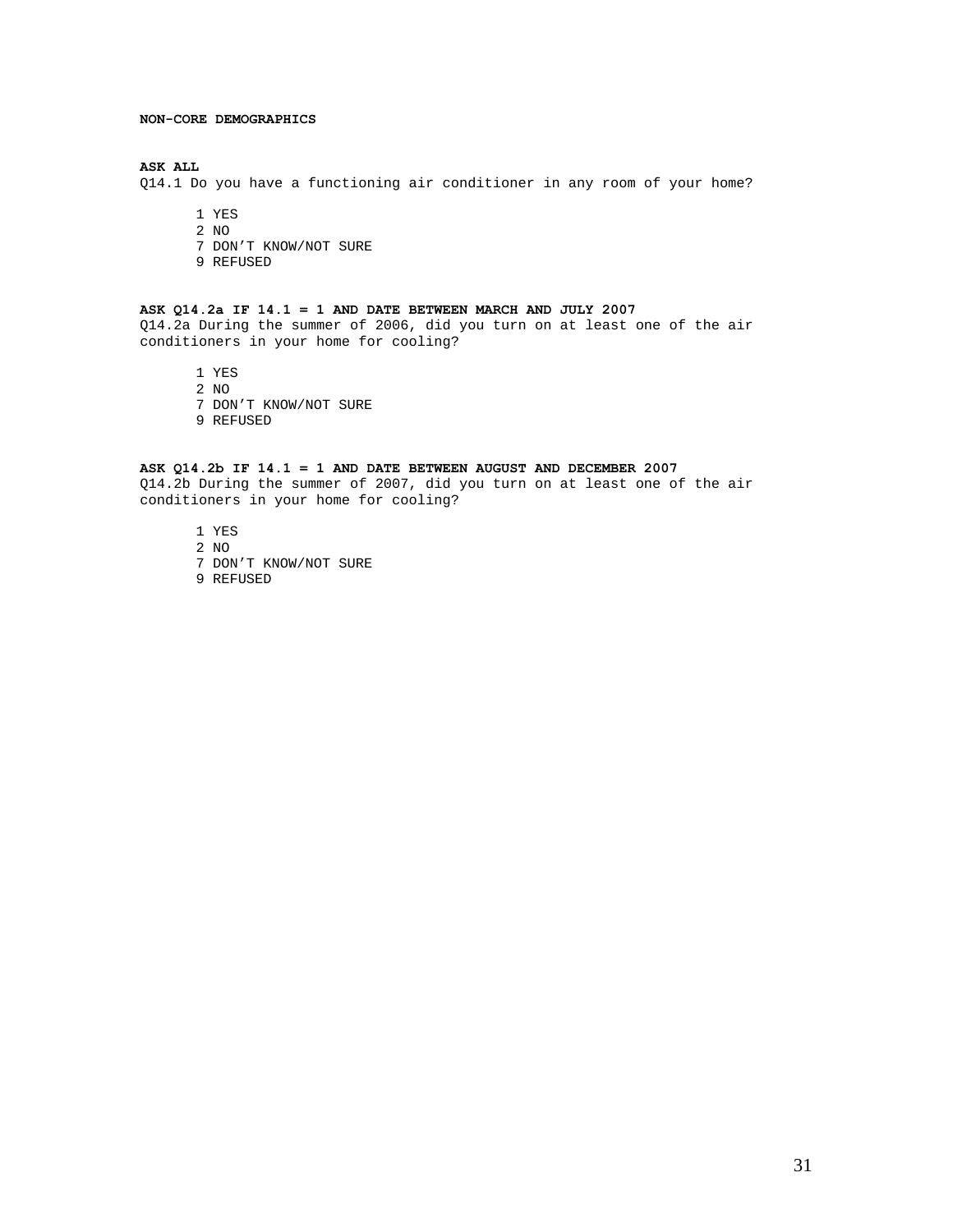**NON-CORE DEMOGRAPHICS**

**ASK ALL**

Q14.1 Do you have a functioning air conditioner in any room of your home?

1 YES
2 NO
7 DON'T KNOW/NOT SURE
9 REFUSED

**ASK Q14.2a IF 14.1 = 1 AND DATE BETWEEN MARCH AND JULY 2007**

Q14.2a During the summer of 2006, did you turn on at least one of the air conditioners in your home for cooling?

1 YES
2 NO
7 DON'T KNOW/NOT SURE
9 REFUSED

**ASK Q14.2b IF 14.1 = 1 AND DATE BETWEEN AUGUST AND DECEMBER 2007**

Q14.2b During the summer of 2007, did you turn on at least one of the air conditioners in your home for cooling?

1 YES
2 NO
7 DON'T KNOW/NOT SURE
9 REFUSED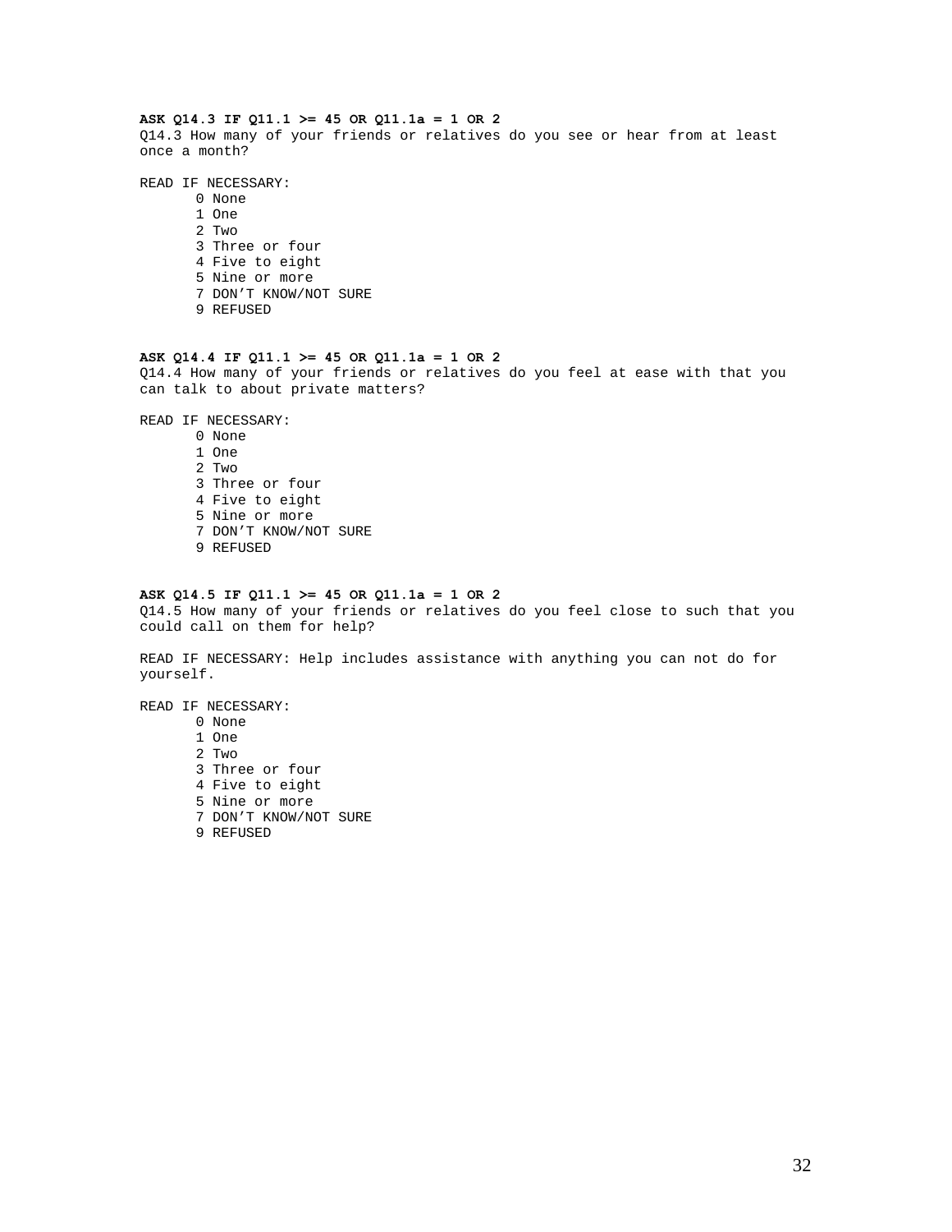**ASK Q14.3 IF Q11.1 >= 45 OR Q11.1a = 1 OR 2**

Q14.3 How many of your friends or relatives do you see or hear from at least once a month?

READ IF NECESSARY:

- 0 None
- 1 One
- 2 Two
- 3 Three or four
- 4 Five to eight
- 5 Nine or more
- 7 DON'T KNOW/NOT SURE
- 9 REFUSED

**ASK Q14.4 IF Q11.1 >= 45 OR Q11.1a = 1 OR 2**

Q14.4 How many of your friends or relatives do you feel at ease with that you can talk to about private matters?

READ IF NECESSARY:

- 0 None
- 1 One
- 2 Two
- 3 Three or four
- 4 Five to eight
- 5 Nine or more
- 7 DON'T KNOW/NOT SURE
- 9 REFUSED

**ASK Q14.5 IF Q11.1 >= 45 OR Q11.1a = 1 OR 2**

Q14.5 How many of your friends or relatives do you feel close to such that you could call on them for help?

READ IF NECESSARY: Help includes assistance with anything you can not do for yourself.

READ IF NECESSARY:

- 0 None
- 1 One
- 2 Two
- 3 Three or four
- 4 Five to eight
- 5 Nine or more
- 7 DON'T KNOW/NOT SURE
- 9 REFUSED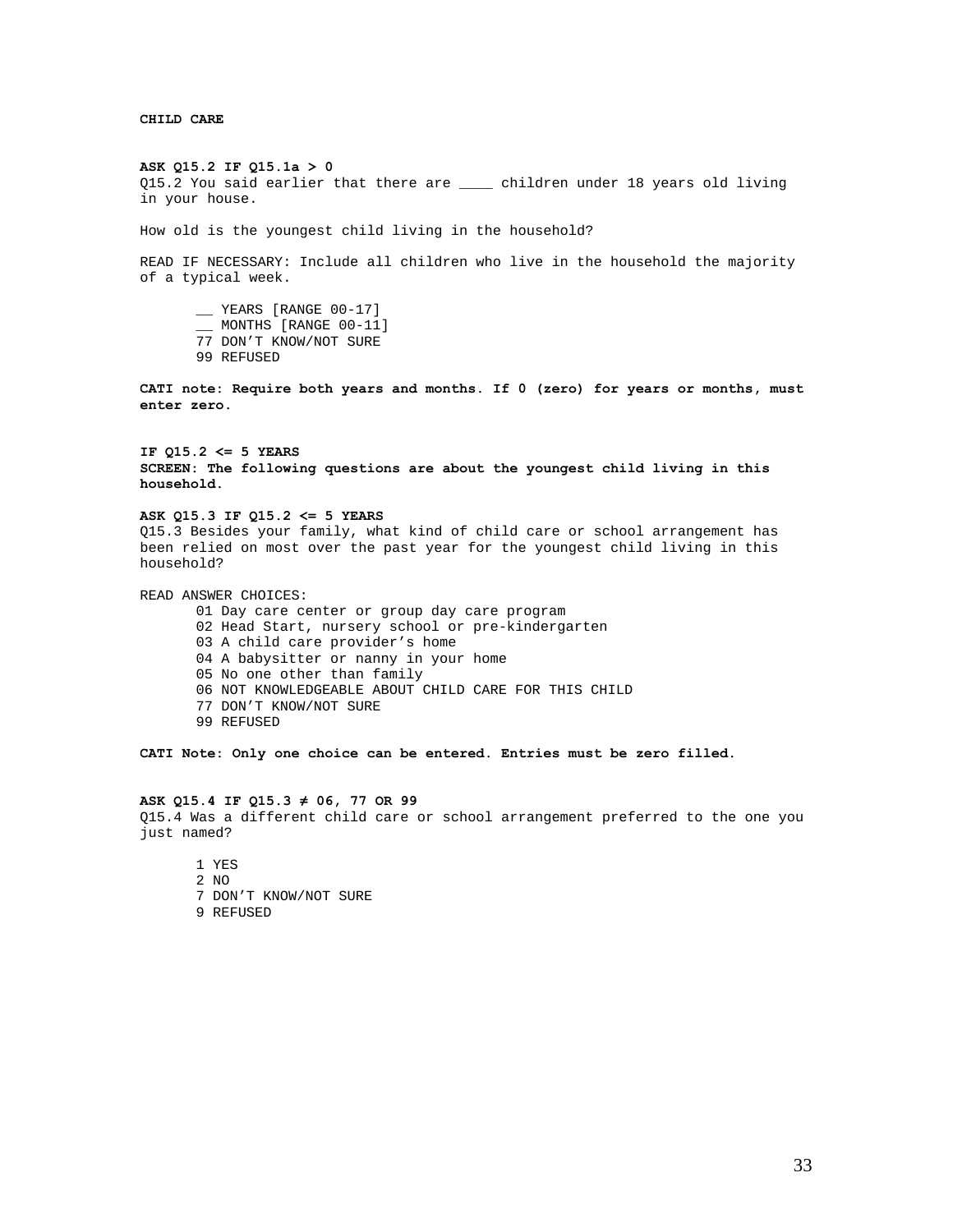**CHILD CARE**

**ASK Q15.2 IF Q15.1a > 0**
Q15.2 You said earlier that there are ____ children under 18 years old living in your house.

How old is the youngest child living in the household?

READ IF NECESSARY: Include all children who live in the household the majority of a typical week.

- __ YEARS [RANGE 00-17]
- __ MONTHS [RANGE 00-11]
- 77 DON'T KNOW/NOT SURE
- 99 REFUSED

**CATI note: Require both years and months. If 0 (zero) for years or months, must enter zero.**

**IF Q15.2 <= 5 YEARS**
**SCREEN: The following questions are about the youngest child living in this household.**

**ASK Q15.3 IF Q15.2 <= 5 YEARS**
Q15.3 Besides your family, what kind of child care or school arrangement has been relied on most over the past year for the youngest child living in this household?

READ ANSWER CHOICES:

- 01 Day care center or group day care program
- 02 Head Start, nursery school or pre-kindergarten
- 03 A child care provider's home
- 04 A babysitter or nanny in your home
- 05 No one other than family
- 06 NOT KNOWLEDGEABLE ABOUT CHILD CARE FOR THIS CHILD
- 77 DON'T KNOW/NOT SURE
- 99 REFUSED

**CATI Note: Only one choice can be entered. Entries must be zero filled.**

**ASK Q15.4 IF Q15.3 ≠ 06, 77 OR 99**
Q15.4 Was a different child care or school arrangement preferred to the one you just named?

- 1 YES
- 2 NO
- 7 DON'T KNOW/NOT SURE
- 9 REFUSED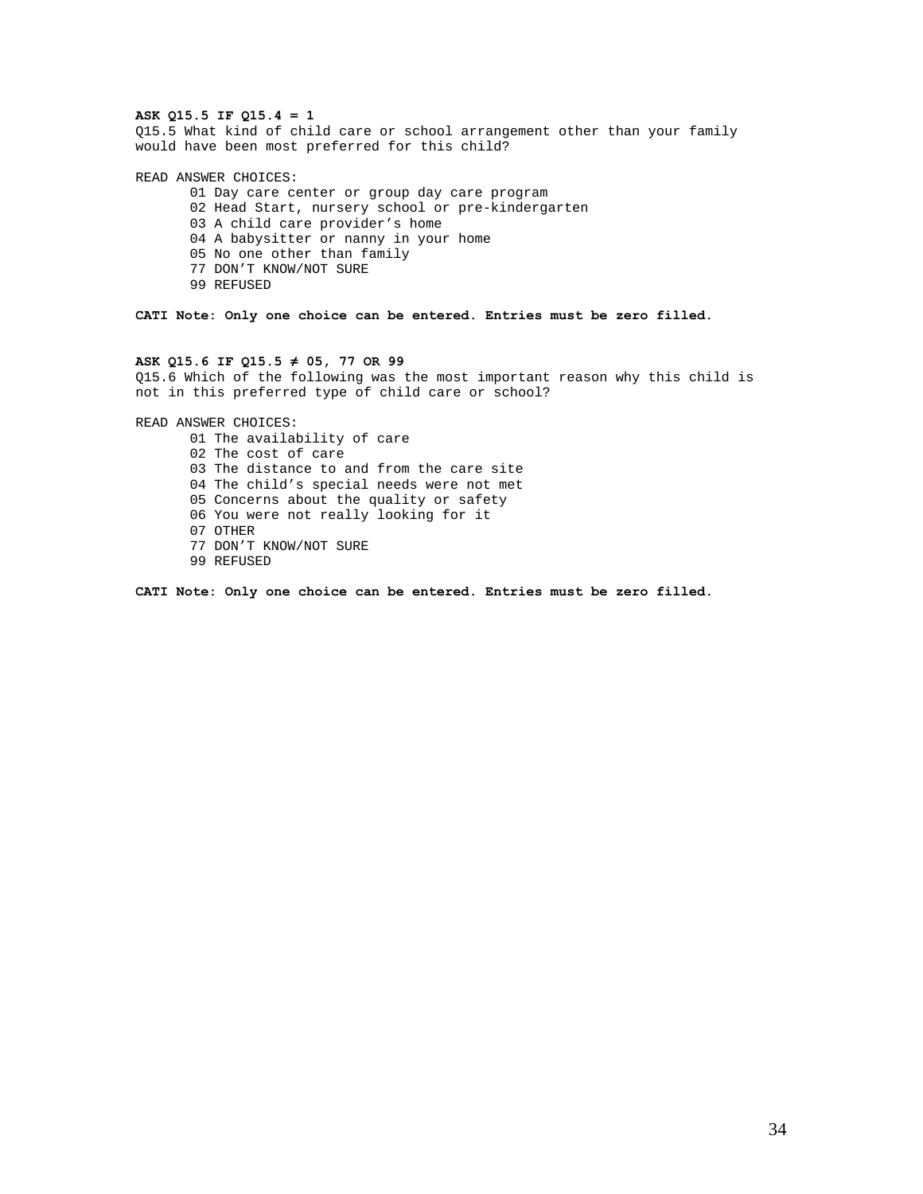**ASK Q15.5 IF Q15.4 = 1**
Q15.5 What kind of child care or school arrangement other than your family would have been most preferred for this child?

READ ANSWER CHOICES:

- 01 Day care center or group day care program
- 02 Head Start, nursery school or pre-kindergarten
- 03 A child care provider's home
- 04 A babysitter or nanny in your home
- 05 No one other than family
- 77 DON'T KNOW/NOT SURE
- 99 REFUSED

**CATI Note: Only one choice can be entered. Entries must be zero filled.**

**ASK Q15.6 IF Q15.5 ≠ 05, 77 OR 99**
Q15.6 Which of the following was the most important reason why this child is not in this preferred type of child care or school?

READ ANSWER CHOICES:

- 01 The availability of care
- 02 The cost of care
- 03 The distance to and from the care site
- 04 The child's special needs were not met
- 05 Concerns about the quality or safety
- 06 You were not really looking for it
- 07 OTHER
- 77 DON'T KNOW/NOT SURE
- 99 REFUSED

**CATI Note: Only one choice can be entered. Entries must be zero filled.**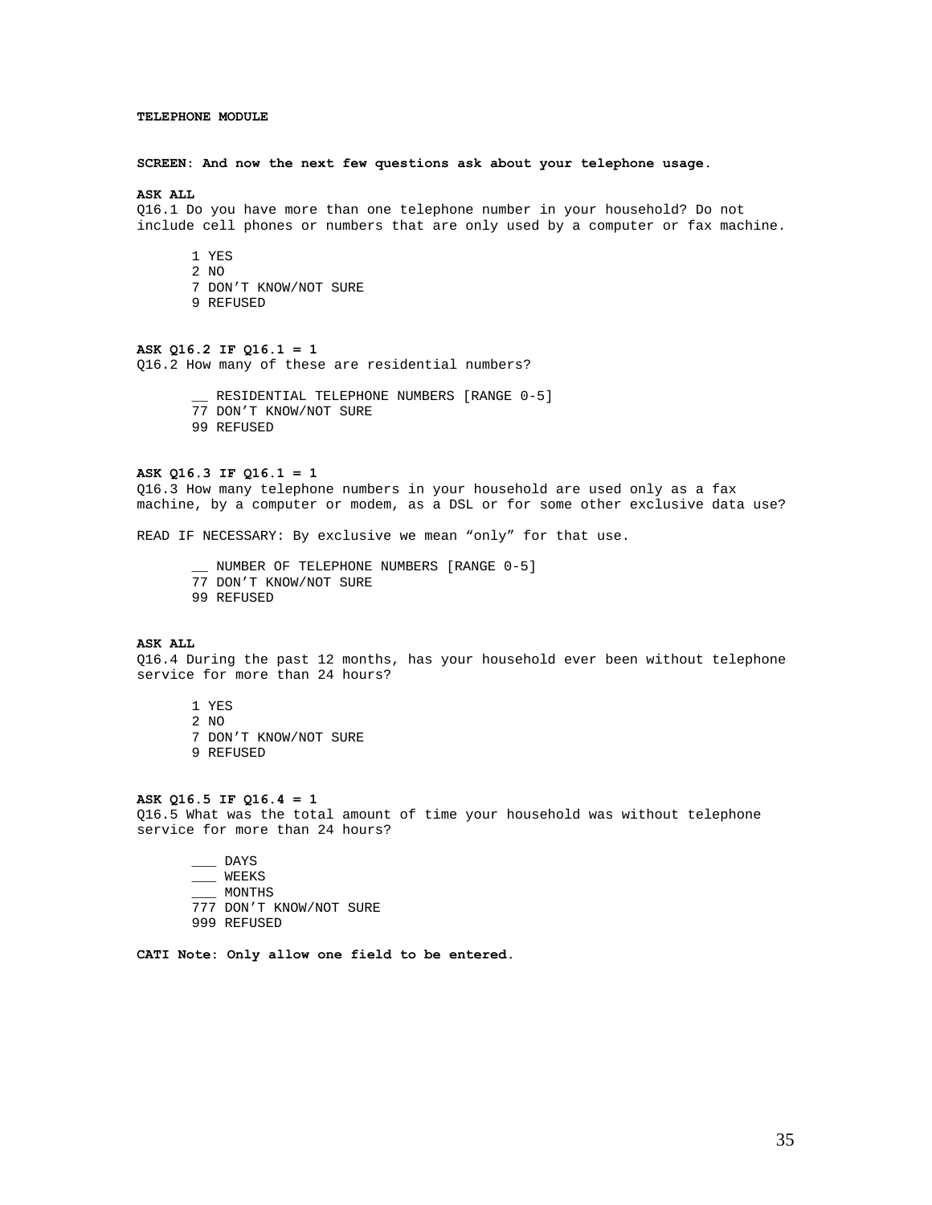**TELEPHONE MODULE**

**SCREEN: And now the next few questions ask about your telephone usage.**

**ASK ALL**
Q16.1 Do you have more than one telephone number in your household? Do not include cell phones or numbers that are only used by a computer or fax machine.

1 YES
2 NO
7 DON'T KNOW/NOT SURE
9 REFUSED

**ASK Q16.2 IF Q16.1 = 1**
Q16.2 How many of these are residential numbers?

__ RESIDENTIAL TELEPHONE NUMBERS [RANGE 0-5]
77 DON'T KNOW/NOT SURE
99 REFUSED

**ASK Q16.3 IF Q16.1 = 1**
Q16.3 How many telephone numbers in your household are used only as a fax machine, by a computer or modem, as a DSL or for some other exclusive data use?

READ IF NECESSARY: By exclusive we mean "only" for that use.

__ NUMBER OF TELEPHONE NUMBERS [RANGE 0-5]
77 DON'T KNOW/NOT SURE
99 REFUSED

**ASK ALL**
Q16.4 During the past 12 months, has your household ever been without telephone service for more than 24 hours?

1 YES
2 NO
7 DON'T KNOW/NOT SURE
9 REFUSED

**ASK Q16.5 IF Q16.4 = 1**
Q16.5 What was the total amount of time your household was without telephone service for more than 24 hours?

___ DAYS
___ WEEKS
___ MONTHS
777 DON'T KNOW/NOT SURE
999 REFUSED

**CATI Note: Only allow one field to be entered.**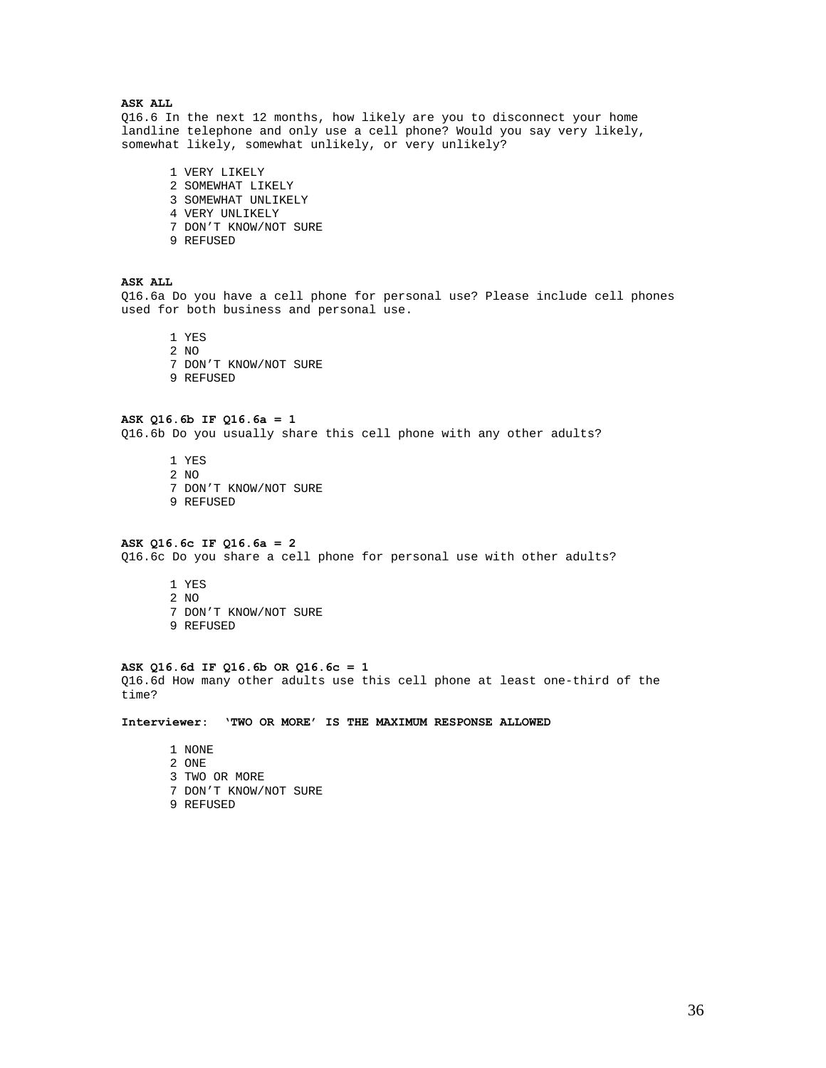**ASK ALL**
Q16.6 In the next 12 months, how likely are you to disconnect your home landline telephone and only use a cell phone? Would you say very likely, somewhat likely, somewhat unlikely, or very unlikely?

1 VERY LIKELY
2 SOMEWHAT LIKELY
3 SOMEWHAT UNLIKELY
4 VERY UNLIKELY
7 DON'T KNOW/NOT SURE
9 REFUSED

**ASK ALL**
Q16.6a Do you have a cell phone for personal use? Please include cell phones used for both business and personal use.

1 YES
2 NO
7 DON'T KNOW/NOT SURE
9 REFUSED

**ASK Q16.6b IF Q16.6a = 1**
Q16.6b Do you usually share this cell phone with any other adults?

1 YES
2 NO
7 DON'T KNOW/NOT SURE
9 REFUSED

**ASK Q16.6c IF Q16.6a = 2**
Q16.6c Do you share a cell phone for personal use with other adults?

1 YES
2 NO
7 DON'T KNOW/NOT SURE
9 REFUSED

**ASK Q16.6d IF Q16.6b OR Q16.6c = 1**
Q16.6d How many other adults use this cell phone at least one-third of the time?

**Interviewer: 'TWO OR MORE' IS THE MAXIMUM RESPONSE ALLOWED**

1 NONE
2 ONE
3 TWO OR MORE
7 DON'T KNOW/NOT SURE
9 REFUSED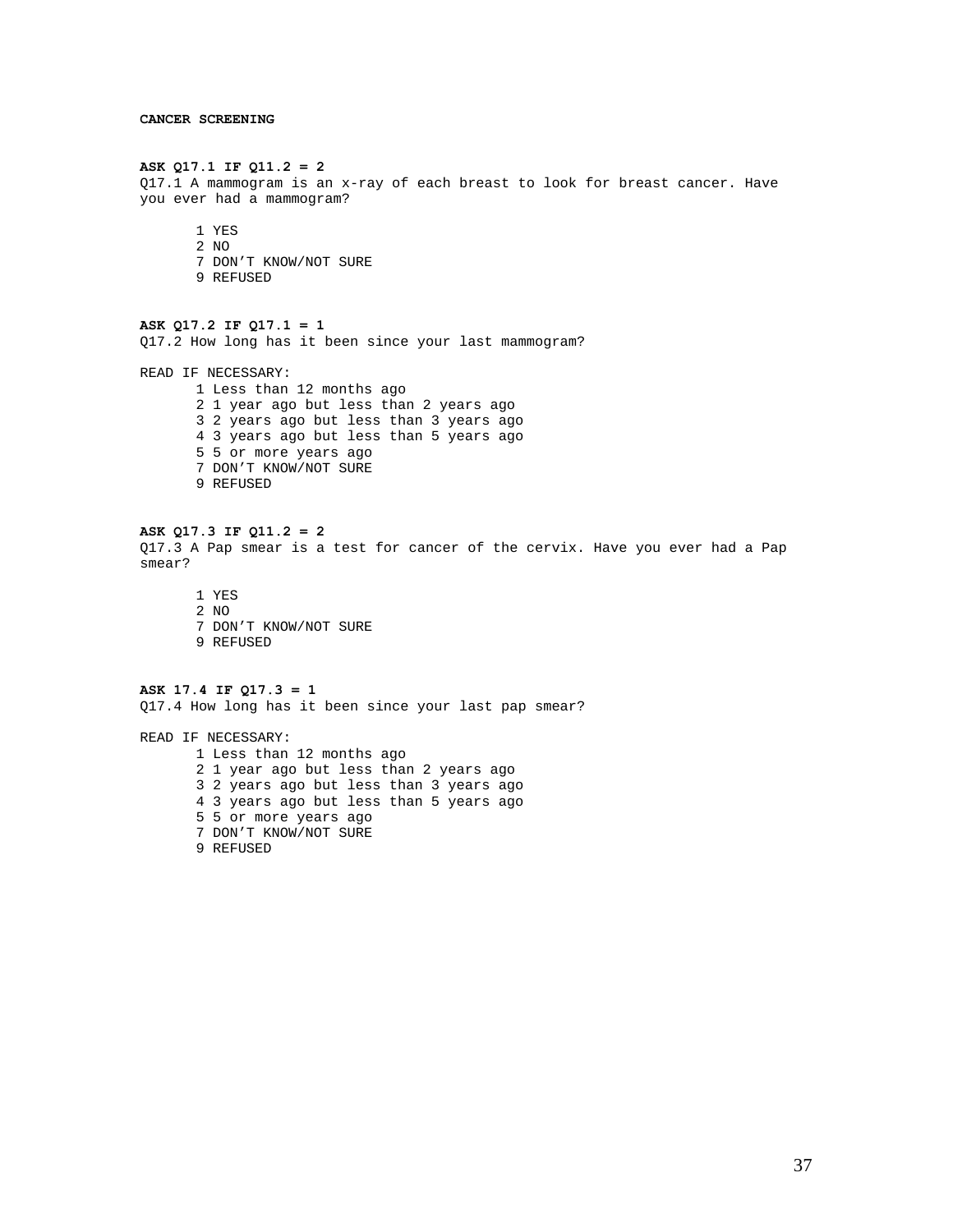**CANCER SCREENING**

**ASK Q17.1 IF Q11.2 = 2**
Q17.1 A mammogram is an x-ray of each breast to look for breast cancer. Have you ever had a mammogram?

1 YES
2 NO
7 DON'T KNOW/NOT SURE
9 REFUSED

**ASK Q17.2 IF Q17.1 = 1**
Q17.2 How long has it been since your last mammogram?

READ IF NECESSARY:
1 Less than 12 months ago
2 1 year ago but less than 2 years ago
3 2 years ago but less than 3 years ago
4 3 years ago but less than 5 years ago
5 5 or more years ago
7 DON'T KNOW/NOT SURE
9 REFUSED

**ASK Q17.3 IF Q11.2 = 2**
Q17.3 A Pap smear is a test for cancer of the cervix. Have you ever had a Pap smear?

1 YES
2 NO
7 DON'T KNOW/NOT SURE
9 REFUSED

**ASK 17.4 IF Q17.3 = 1**
Q17.4 How long has it been since your last pap smear?

READ IF NECESSARY:
1 Less than 12 months ago
2 1 year ago but less than 2 years ago
3 2 years ago but less than 3 years ago
4 3 years ago but less than 5 years ago
5 5 or more years ago
7 DON'T KNOW/NOT SURE
9 REFUSED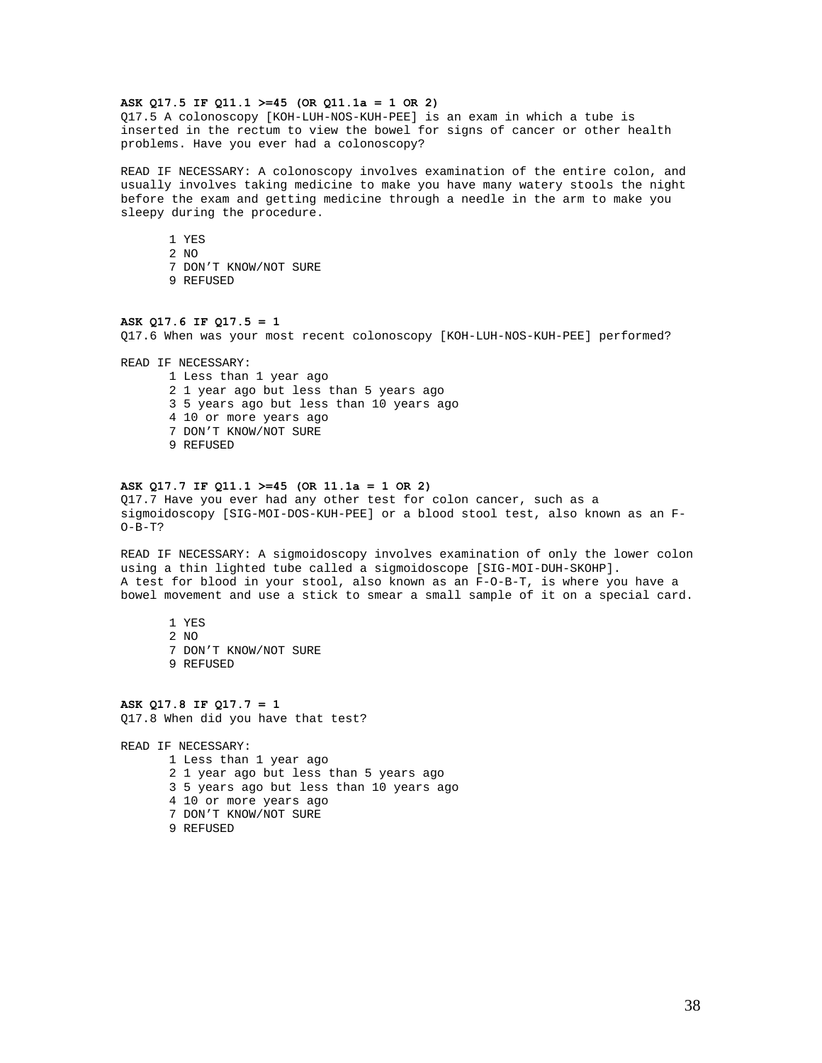**ASK Q17.5 IF Q11.1 >=45 (OR Q11.1a = 1 OR 2)**
Q17.5 A colonoscopy [KOH-LUH-NOS-KUH-PEE] is an exam in which a tube is inserted in the rectum to view the bowel for signs of cancer or other health problems. Have you ever had a colonoscopy?

READ IF NECESSARY: A colonoscopy involves examination of the entire colon, and usually involves taking medicine to make you have many watery stools the night before the exam and getting medicine through a needle in the arm to make you sleepy during the procedure.

1 YES
2 NO
7 DON'T KNOW/NOT SURE
9 REFUSED

**ASK Q17.6 IF Q17.5 = 1**
Q17.6 When was your most recent colonoscopy [KOH-LUH-NOS-KUH-PEE] performed?

READ IF NECESSARY:
1 Less than 1 year ago
2 1 year ago but less than 5 years ago
3 5 years ago but less than 10 years ago
4 10 or more years ago
7 DON'T KNOW/NOT SURE
9 REFUSED

**ASK Q17.7 IF Q11.1 >=45 (OR 11.1a = 1 OR 2)**
Q17.7 Have you ever had any other test for colon cancer, such as a sigmoidoscopy [SIG-MOI-DOS-KUH-PEE] or a blood stool test, also known as an F-O-B-T?

READ IF NECESSARY: A sigmoidoscopy involves examination of only the lower colon using a thin lighted tube called a sigmoidoscope [SIG-MOI-DUH-SKOHP]. A test for blood in your stool, also known as an F-O-B-T, is where you have a bowel movement and use a stick to smear a small sample of it on a special card.

1 YES
2 NO
7 DON'T KNOW/NOT SURE
9 REFUSED

**ASK Q17.8 IF Q17.7 = 1**
Q17.8 When did you have that test?

READ IF NECESSARY:
1 Less than 1 year ago
2 1 year ago but less than 5 years ago
3 5 years ago but less than 10 years ago
4 10 or more years ago
7 DON'T KNOW/NOT SURE
9 REFUSED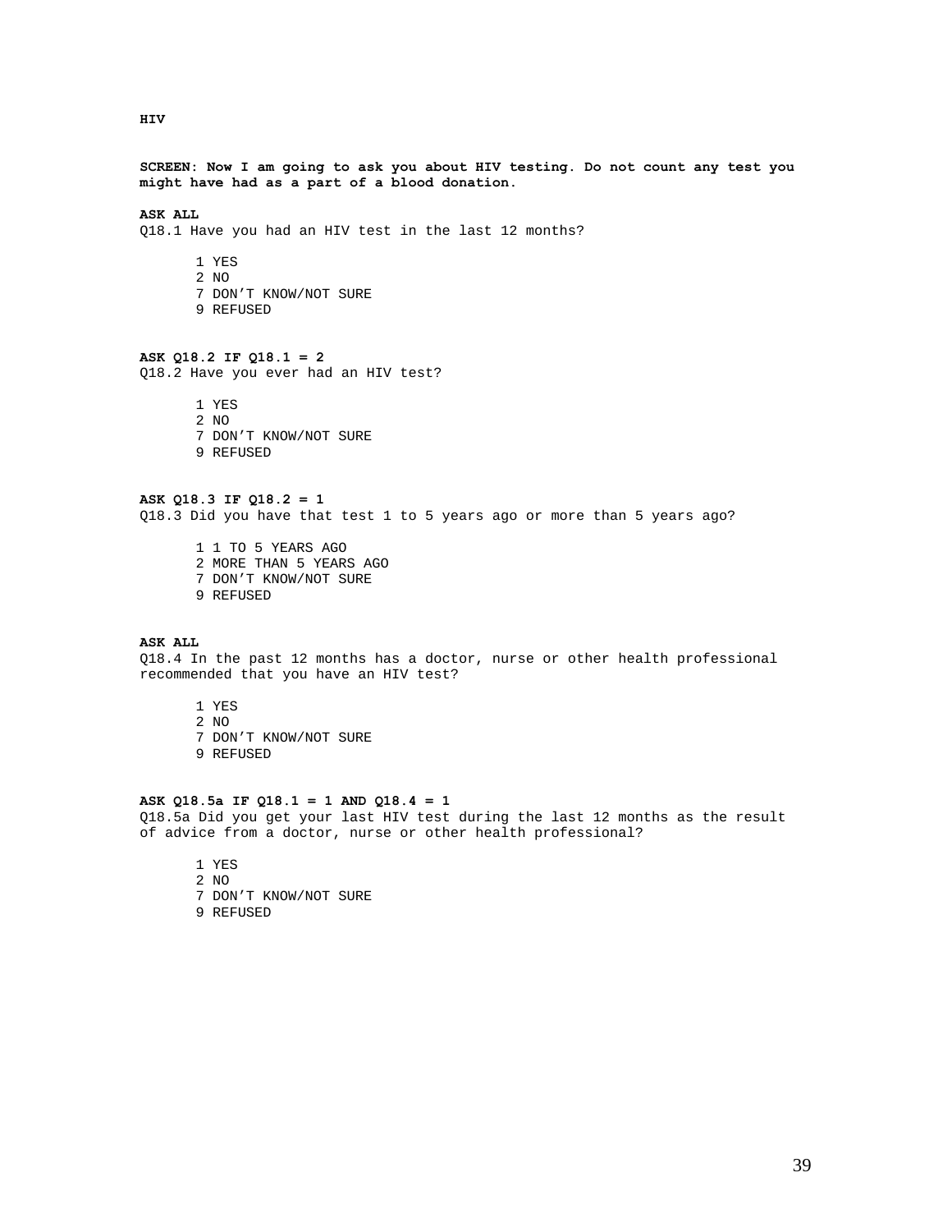**HIV**

**SCREEN: Now I am going to ask you about HIV testing. Do not count any test you might have had as a part of a blood donation.**

**ASK ALL**

Q18.1 Have you had an HIV test in the last 12 months?

1 YES
2 NO
7 DON'T KNOW/NOT SURE
9 REFUSED

**ASK Q18.2 IF Q18.1 = 2**

Q18.2 Have you ever had an HIV test?

1 YES
2 NO
7 DON'T KNOW/NOT SURE
9 REFUSED

**ASK Q18.3 IF Q18.2 = 1**

Q18.3 Did you have that test 1 to 5 years ago or more than 5 years ago?

1 1 TO 5 YEARS AGO
2 MORE THAN 5 YEARS AGO
7 DON'T KNOW/NOT SURE
9 REFUSED

**ASK ALL**

Q18.4 In the past 12 months has a doctor, nurse or other health professional recommended that you have an HIV test?

1 YES
2 NO
7 DON'T KNOW/NOT SURE
9 REFUSED

**ASK Q18.5a IF Q18.1 = 1 AND Q18.4 = 1**

Q18.5a Did you get your last HIV test during the last 12 months as the result of advice from a doctor, nurse or other health professional?

1 YES
2 NO
7 DON'T KNOW/NOT SURE
9 REFUSED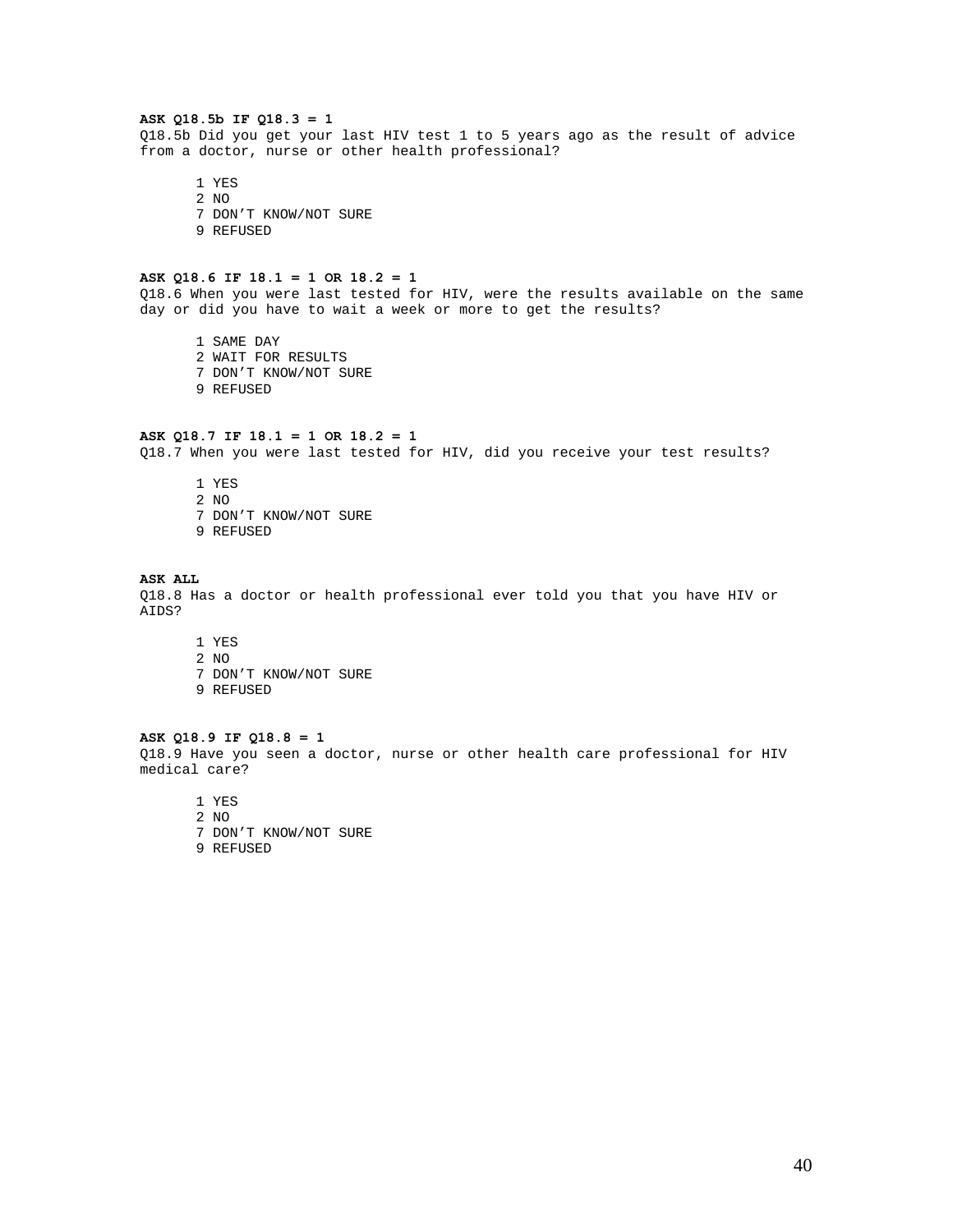**ASK Q18.5b IF Q18.3 = 1**

Q18.5b Did you get your last HIV test 1 to 5 years ago as the result of advice from a doctor, nurse or other health professional?

1 YES
2 NO
7 DON'T KNOW/NOT SURE
9 REFUSED

**ASK Q18.6 IF 18.1 = 1 OR 18.2 = 1**

Q18.6 When you were last tested for HIV, were the results available on the same day or did you have to wait a week or more to get the results?

1 SAME DAY
2 WAIT FOR RESULTS
7 DON'T KNOW/NOT SURE
9 REFUSED

**ASK Q18.7 IF 18.1 = 1 OR 18.2 = 1**

Q18.7 When you were last tested for HIV, did you receive your test results?

1 YES
2 NO
7 DON'T KNOW/NOT SURE
9 REFUSED

**ASK ALL**

Q18.8 Has a doctor or health professional ever told you that you have HIV or AIDS?

1 YES
2 NO
7 DON'T KNOW/NOT SURE
9 REFUSED

**ASK Q18.9 IF Q18.8 = 1**

Q18.9 Have you seen a doctor, nurse or other health care professional for HIV medical care?

1 YES
2 NO
7 DON'T KNOW/NOT SURE
9 REFUSED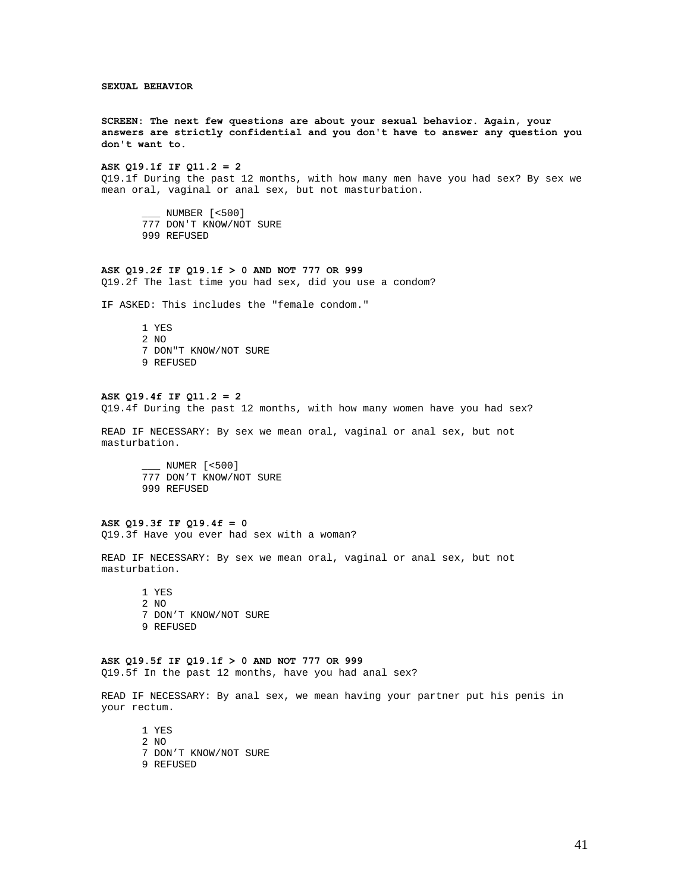**SEXUAL BEHAVIOR**

**SCREEN: The next few questions are about your sexual behavior. Again, your answers are strictly confidential and you don't have to answer any question you don't want to.**

**ASK Q19.1f IF Q11.2 = 2**

Q19.1f During the past 12 months, with how many men have you had sex? By sex we mean oral, vaginal or anal sex, but not masturbation.

___ NUMBER [<500]
777 DON'T KNOW/NOT SURE
999 REFUSED

**ASK Q19.2f IF Q19.1f > 0 AND NOT 777 OR 999**

Q19.2f The last time you had sex, did you use a condom?

IF ASKED: This includes the "female condom."

1 YES
2 NO
7 DON"T KNOW/NOT SURE
9 REFUSED

**ASK Q19.4f IF Q11.2 = 2**

Q19.4f During the past 12 months, with how many women have you had sex?

READ IF NECESSARY: By sex we mean oral, vaginal or anal sex, but not masturbation.

___ NUMER [<500]
777 DON'T KNOW/NOT SURE
999 REFUSED

**ASK Q19.3f IF Q19.4f = 0**

Q19.3f Have you ever had sex with a woman?

READ IF NECESSARY: By sex we mean oral, vaginal or anal sex, but not masturbation.

1 YES
2 NO
7 DON'T KNOW/NOT SURE
9 REFUSED

**ASK Q19.5f IF Q19.1f > 0 AND NOT 777 OR 999**

Q19.5f In the past 12 months, have you had anal sex?

READ IF NECESSARY: By anal sex, we mean having your partner put his penis in your rectum.

1 YES
2 NO
7 DON'T KNOW/NOT SURE
9 REFUSED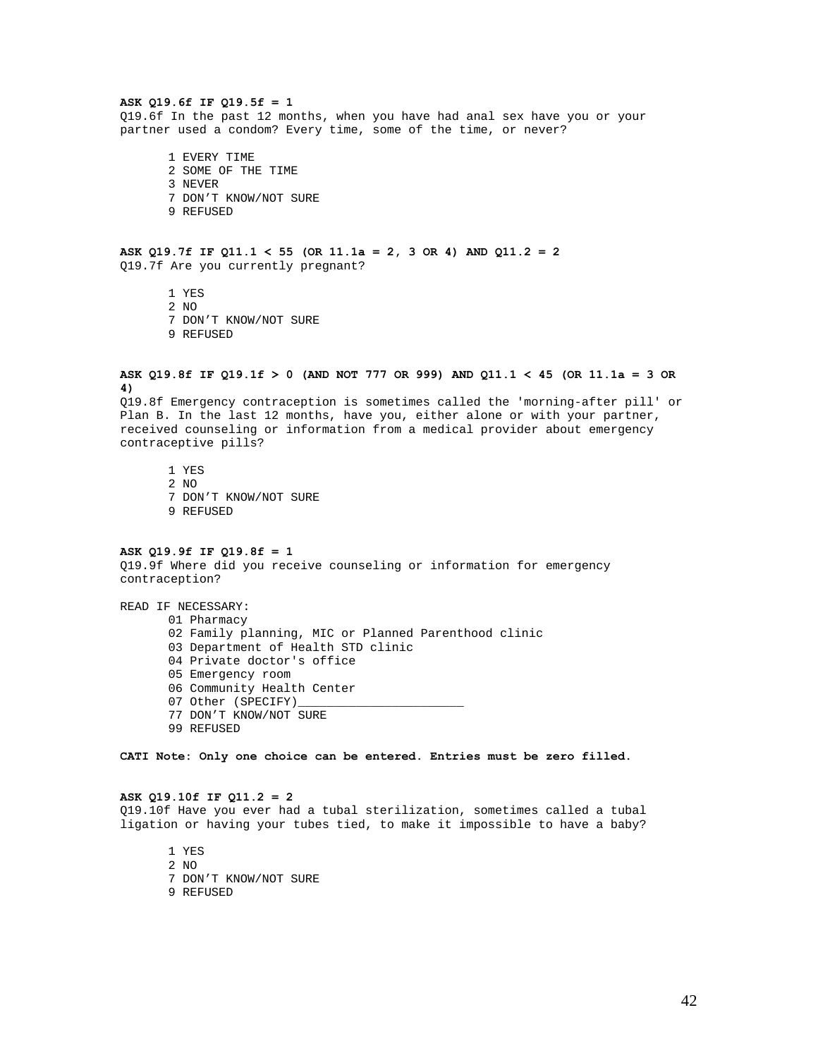**ASK Q19.6f IF Q19.5f = 1**

Q19.6f In the past 12 months, when you have had anal sex have you or your partner used a condom? Every time, some of the time, or never?

1 EVERY TIME
2 SOME OF THE TIME
3 NEVER
7 DON'T KNOW/NOT SURE
9 REFUSED

**ASK Q19.7f IF Q11.1 < 55 (OR 11.1a = 2, 3 OR 4) AND Q11.2 = 2**

Q19.7f Are you currently pregnant?

1 YES
2 NO
7 DON'T KNOW/NOT SURE
9 REFUSED

**ASK Q19.8f IF Q19.1f > 0 (AND NOT 777 OR 999) AND Q11.1 < 45 (OR 11.1a = 3 OR 4)**

Q19.8f Emergency contraception is sometimes called the 'morning-after pill' or Plan B. In the last 12 months, have you, either alone or with your partner, received counseling or information from a medical provider about emergency contraceptive pills?

1 YES
2 NO
7 DON'T KNOW/NOT SURE
9 REFUSED

**ASK Q19.9f IF Q19.8f = 1**

Q19.9f Where did you receive counseling or information for emergency contraception?

READ IF NECESSARY:

01 Pharmacy
02 Family planning, MIC or Planned Parenthood clinic
03 Department of Health STD clinic
04 Private doctor's office
05 Emergency room
06 Community Health Center
07 Other (SPECIFY)______________________
77 DON'T KNOW/NOT SURE
99 REFUSED

**CATI Note: Only one choice can be entered. Entries must be zero filled.**

**ASK Q19.10f IF Q11.2 = 2**

Q19.10f Have you ever had a tubal sterilization, sometimes called a tubal ligation or having your tubes tied, to make it impossible to have a baby?

1 YES
2 NO
7 DON'T KNOW/NOT SURE
9 REFUSED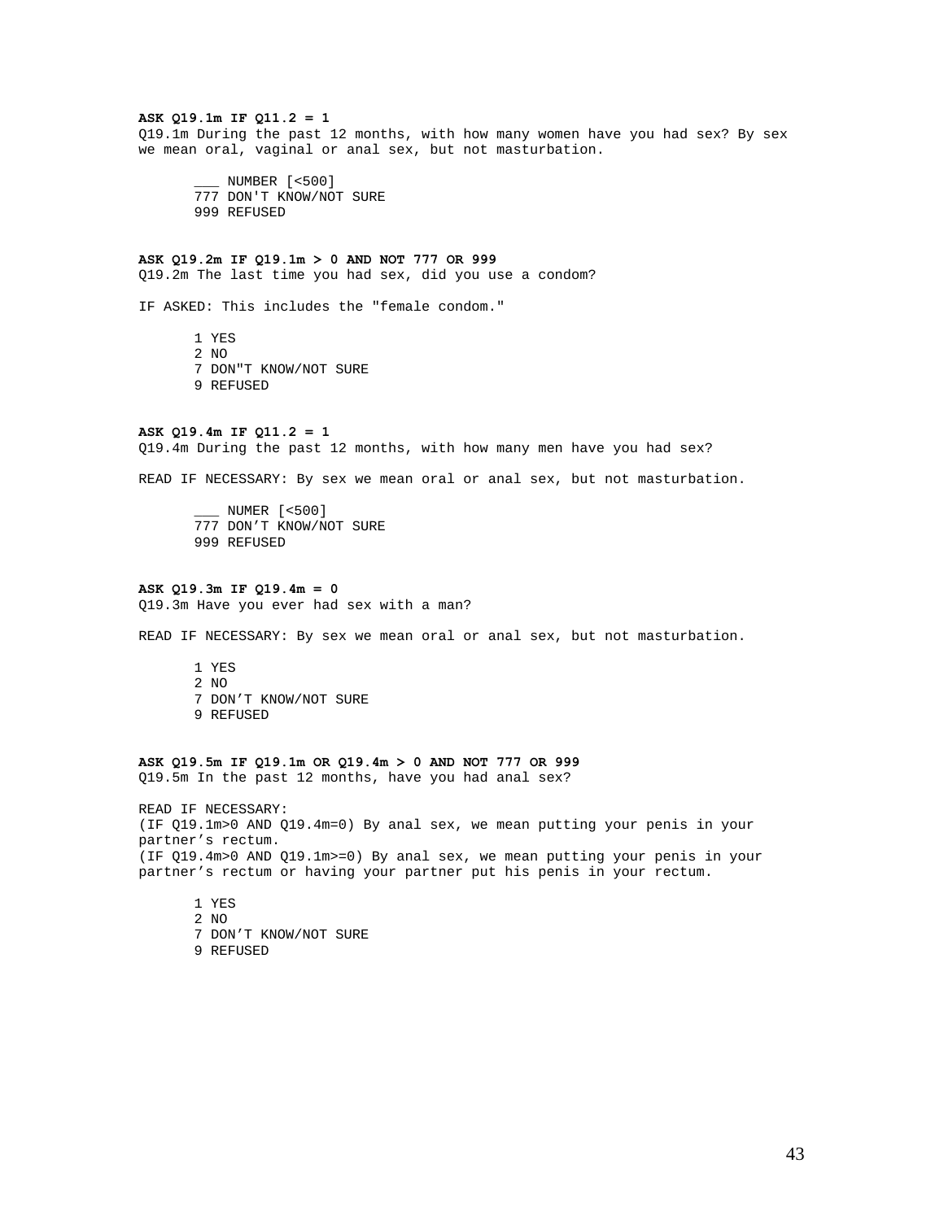**ASK Q19.1m IF Q11.2 = 1**
Q19.1m During the past 12 months, with how many women have you had sex? By sex we mean oral, vaginal or anal sex, but not masturbation.

- ___ NUMBER [<500]
- 777 DON'T KNOW/NOT SURE
- 999 REFUSED

**ASK Q19.2m IF Q19.1m > 0 AND NOT 777 OR 999**
Q19.2m The last time you had sex, did you use a condom?

IF ASKED: This includes the "female condom."

- 1 YES
- 2 NO
- 7 DON"T KNOW/NOT SURE
- 9 REFUSED

**ASK Q19.4m IF Q11.2 = 1**
Q19.4m During the past 12 months, with how many men have you had sex?

READ IF NECESSARY: By sex we mean oral or anal sex, but not masturbation.

- ___ NUMER [<500]
- 777 DON'T KNOW/NOT SURE
- 999 REFUSED

**ASK Q19.3m IF Q19.4m = 0**
Q19.3m Have you ever had sex with a man?

READ IF NECESSARY: By sex we mean oral or anal sex, but not masturbation.

- 1 YES
- 2 NO
- 7 DON'T KNOW/NOT SURE
- 9 REFUSED

**ASK Q19.5m IF Q19.1m OR Q19.4m > 0 AND NOT 777 OR 999**
Q19.5m In the past 12 months, have you had anal sex?

READ IF NECESSARY:
(IF Q19.1m>0 AND Q19.4m=0) By anal sex, we mean putting your penis in your partner's rectum.
(IF Q19.4m>0 AND Q19.1m>=0) By anal sex, we mean putting your penis in your partner's rectum or having your partner put his penis in your rectum.

- 1 YES
- 2 NO
- 7 DON'T KNOW/NOT SURE
- 9 REFUSED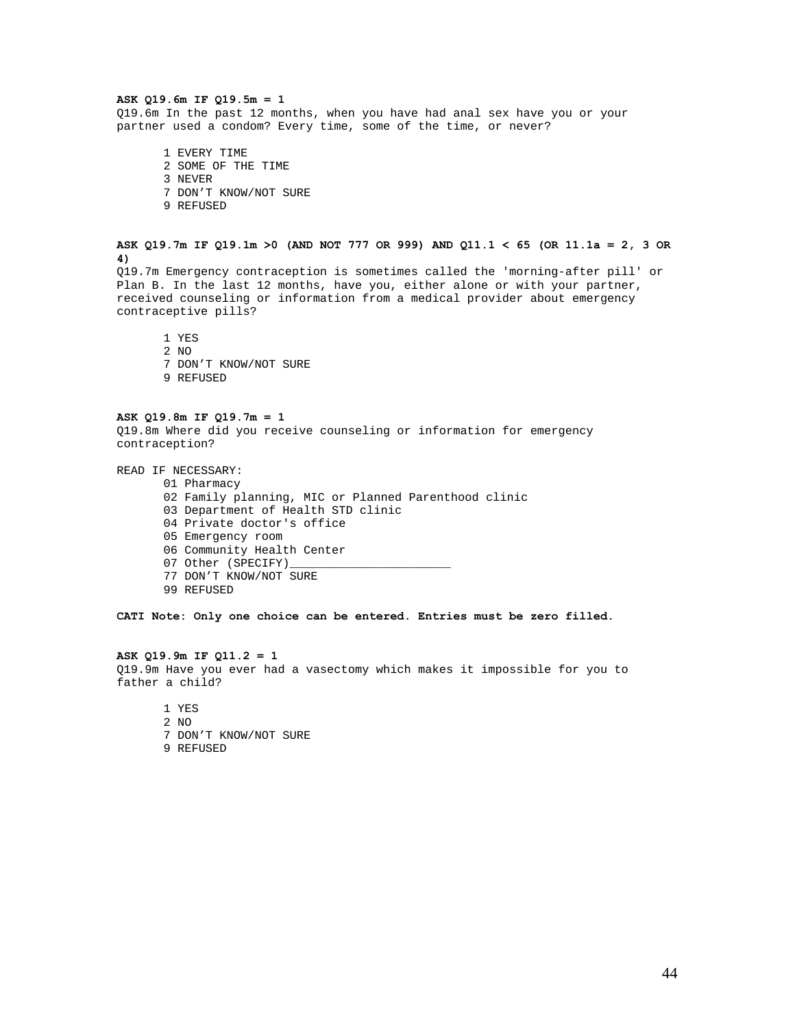**ASK Q19.6m IF Q19.5m = 1**

Q19.6m In the past 12 months, when you have had anal sex have you or your partner used a condom? Every time, some of the time, or never?

1 EVERY TIME
2 SOME OF THE TIME
3 NEVER
7 DON'T KNOW/NOT SURE
9 REFUSED

**ASK Q19.7m IF Q19.1m >0 (AND NOT 777 OR 999) AND Q11.1 < 65 (OR 11.1a = 2, 3 OR 4)**

Q19.7m Emergency contraception is sometimes called the 'morning-after pill' or Plan B. In the last 12 months, have you, either alone or with your partner, received counseling or information from a medical provider about emergency contraceptive pills?

1 YES
2 NO
7 DON'T KNOW/NOT SURE
9 REFUSED

**ASK Q19.8m IF Q19.7m = 1**

Q19.8m Where did you receive counseling or information for emergency contraception?

READ IF NECESSARY:

01 Pharmacy
02 Family planning, MIC or Planned Parenthood clinic
03 Department of Health STD clinic
04 Private doctor's office
05 Emergency room
06 Community Health Center
07 Other (SPECIFY)_______________________
77 DON'T KNOW/NOT SURE
99 REFUSED

**CATI Note: Only one choice can be entered. Entries must be zero filled.**

**ASK Q19.9m IF Q11.2 = 1**

Q19.9m Have you ever had a vasectomy which makes it impossible for you to father a child?

1 YES
2 NO
7 DON'T KNOW/NOT SURE
9 REFUSED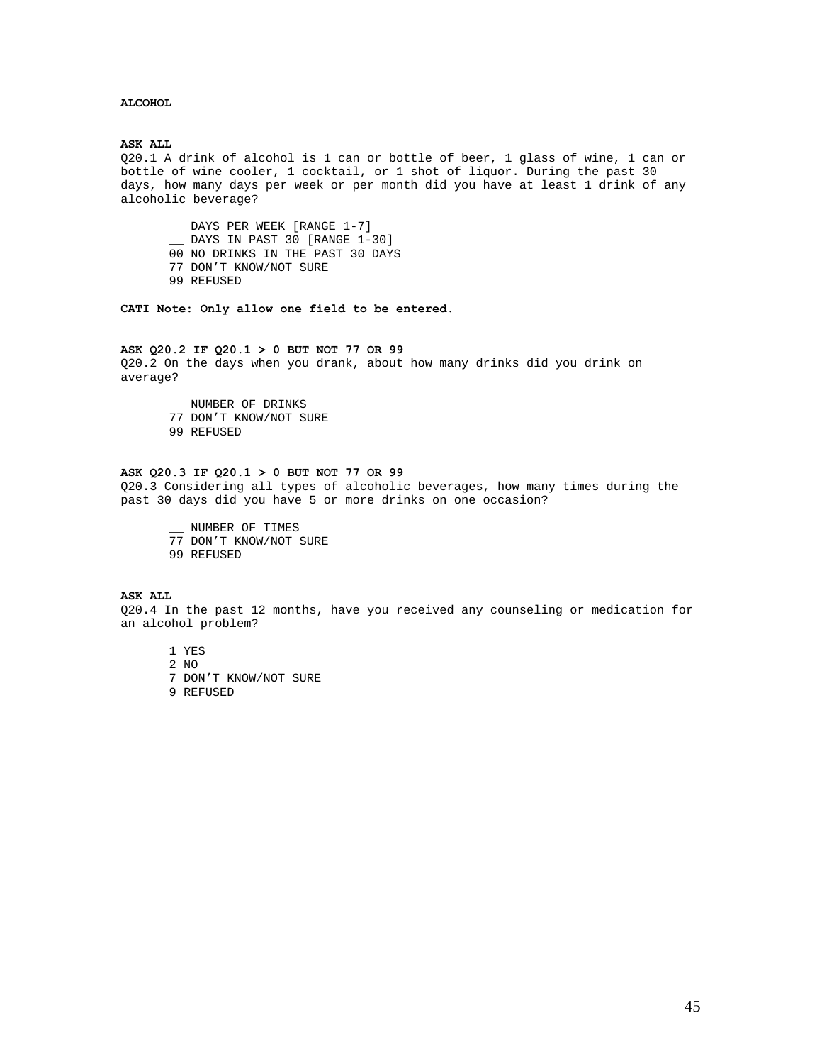**ALCOHOL**

**ASK ALL**

Q20.1 A drink of alcohol is 1 can or bottle of beer, 1 glass of wine, 1 can or bottle of wine cooler, 1 cocktail, or 1 shot of liquor. During the past 30 days, how many days per week or per month did you have at least 1 drink of any alcoholic beverage?

- __ DAYS PER WEEK [RANGE 1-7]
- __ DAYS IN PAST 30 [RANGE 1-30]
- 00 NO DRINKS IN THE PAST 30 DAYS
- 77 DON'T KNOW/NOT SURE
- 99 REFUSED

**CATI Note: Only allow one field to be entered.**

**ASK Q20.2 IF Q20.1 > 0 BUT NOT 77 OR 99**

Q20.2 On the days when you drank, about how many drinks did you drink on average?

- __ NUMBER OF DRINKS
- 77 DON'T KNOW/NOT SURE
- 99 REFUSED

**ASK Q20.3 IF Q20.1 > 0 BUT NOT 77 OR 99**

Q20.3 Considering all types of alcoholic beverages, how many times during the past 30 days did you have 5 or more drinks on one occasion?

- __ NUMBER OF TIMES
- 77 DON'T KNOW/NOT SURE
- 99 REFUSED

**ASK ALL**

Q20.4 In the past 12 months, have you received any counseling or medication for an alcohol problem?

- 1 YES
- 2 NO
- 7 DON'T KNOW/NOT SURE
- 9 REFUSED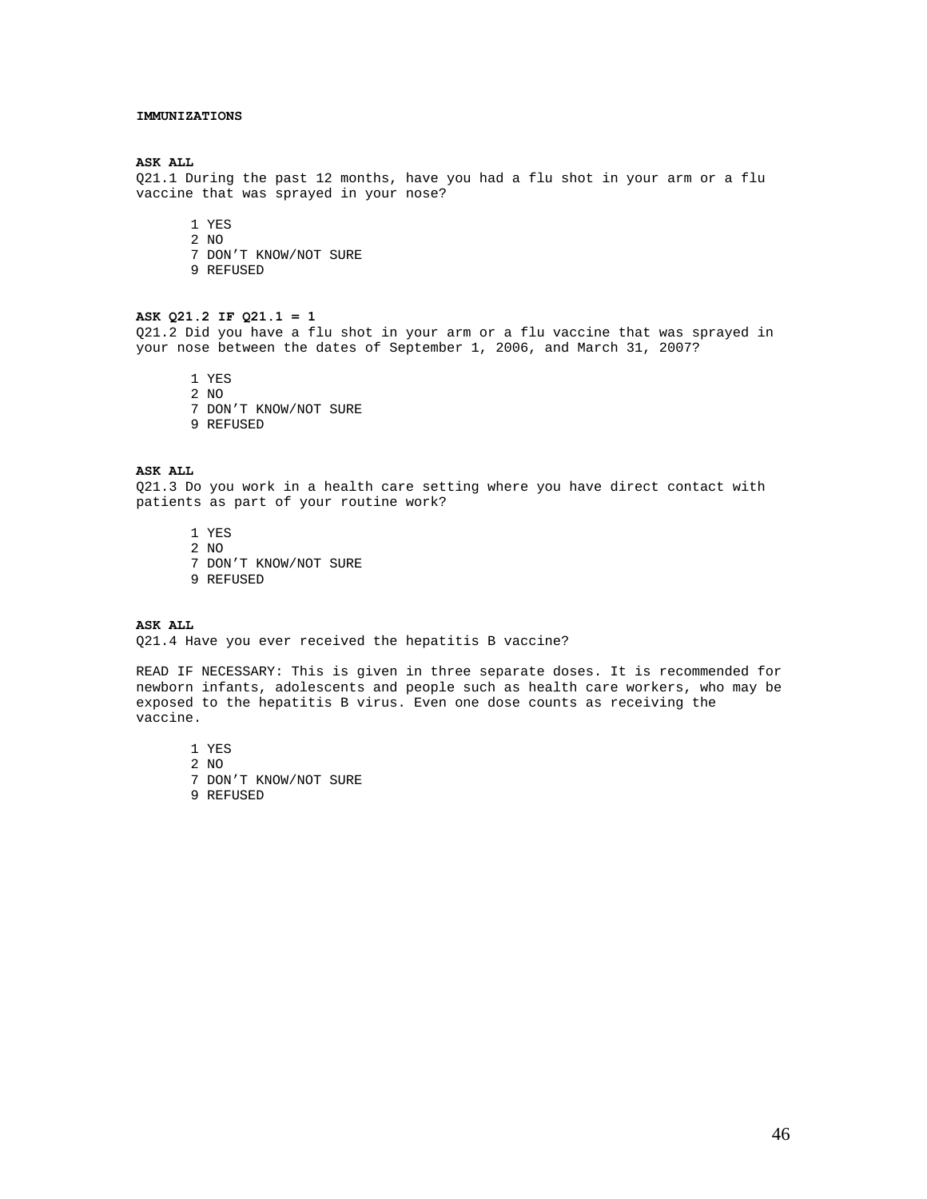**IMMUNIZATIONS**

**ASK ALL**

Q21.1 During the past 12 months, have you had a flu shot in your arm or a flu vaccine that was sprayed in your nose?

1 YES
2 NO
7 DON'T KNOW/NOT SURE
9 REFUSED

**ASK Q21.2 IF Q21.1 = 1**

Q21.2 Did you have a flu shot in your arm or a flu vaccine that was sprayed in your nose between the dates of September 1, 2006, and March 31, 2007?

1 YES
2 NO
7 DON'T KNOW/NOT SURE
9 REFUSED

**ASK ALL**

Q21.3 Do you work in a health care setting where you have direct contact with patients as part of your routine work?

1 YES
2 NO
7 DON'T KNOW/NOT SURE
9 REFUSED

**ASK ALL**

Q21.4 Have you ever received the hepatitis B vaccine?

READ IF NECESSARY: This is given in three separate doses. It is recommended for newborn infants, adolescents and people such as health care workers, who may be exposed to the hepatitis B virus. Even one dose counts as receiving the vaccine.

1 YES
2 NO
7 DON'T KNOW/NOT SURE
9 REFUSED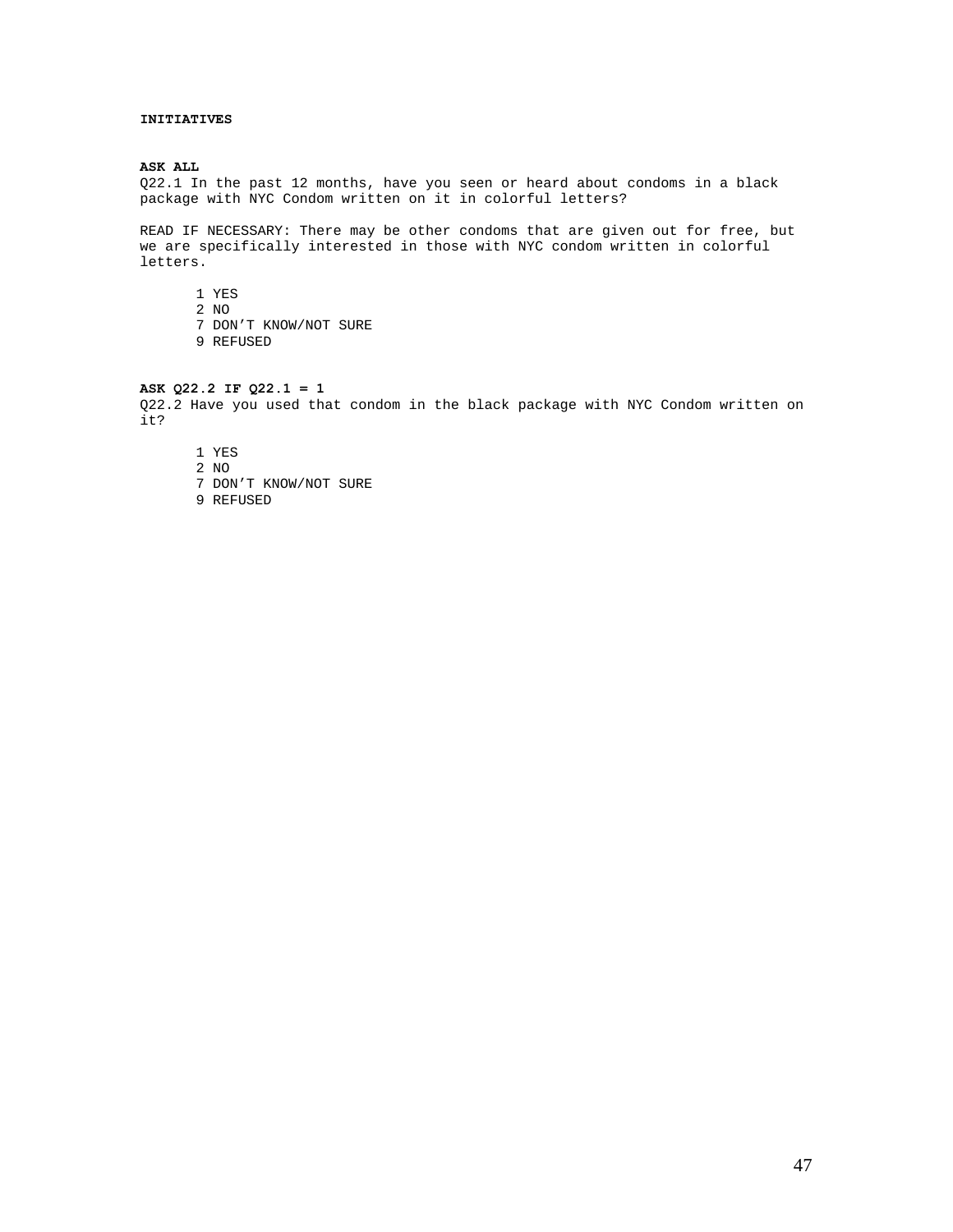**INITIATIVES**

**ASK ALL**

Q22.1 In the past 12 months, have you seen or heard about condoms in a black package with NYC Condom written on it in colorful letters?

READ IF NECESSARY: There may be other condoms that are given out for free, but we are specifically interested in those with NYC condom written in colorful letters.

1 YES
2 NO
7 DON'T KNOW/NOT SURE
9 REFUSED

**ASK Q22.2 IF Q22.1 = 1**

Q22.2 Have you used that condom in the black package with NYC Condom written on it?

1 YES
2 NO
7 DON'T KNOW/NOT SURE
9 REFUSED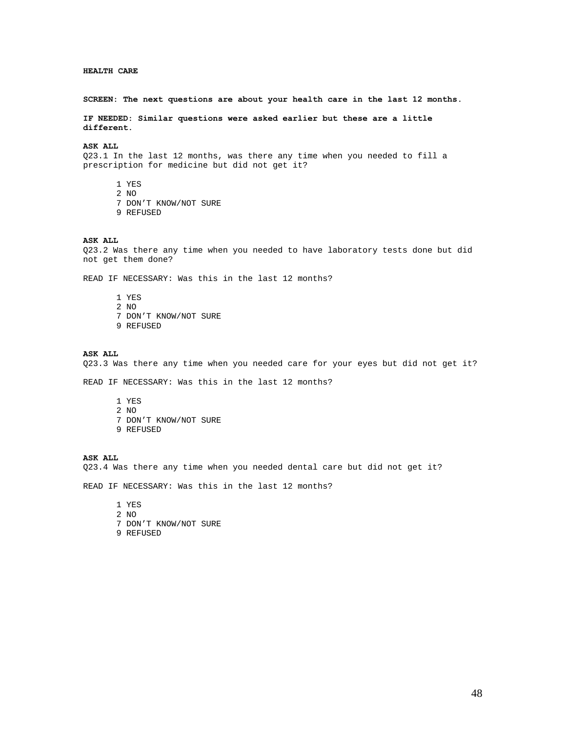**HEALTH CARE**

**SCREEN: The next questions are about your health care in the last 12 months.**

**IF NEEDED: Similar questions were asked earlier but these are a little different.**

**ASK ALL**
Q23.1 In the last 12 months, was there any time when you needed to fill a prescription for medicine but did not get it?

1 YES
2 NO
7 DON'T KNOW/NOT SURE
9 REFUSED

**ASK ALL**
Q23.2 Was there any time when you needed to have laboratory tests done but did not get them done?

READ IF NECESSARY: Was this in the last 12 months?

1 YES
2 NO
7 DON'T KNOW/NOT SURE
9 REFUSED

**ASK ALL**
Q23.3 Was there any time when you needed care for your eyes but did not get it?

READ IF NECESSARY: Was this in the last 12 months?

1 YES
2 NO
7 DON'T KNOW/NOT SURE
9 REFUSED

**ASK ALL**
Q23.4 Was there any time when you needed dental care but did not get it?

READ IF NECESSARY: Was this in the last 12 months?

1 YES
2 NO
7 DON'T KNOW/NOT SURE
9 REFUSED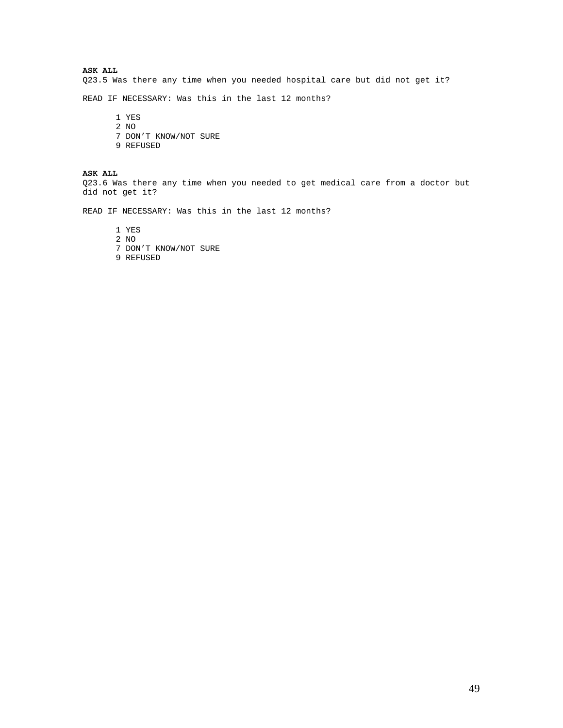**ASK ALL**
Q23.5 Was there any time when you needed hospital care but did not get it?

READ IF NECESSARY: Was this in the last 12 months?

1 YES
2 NO
7 DON'T KNOW/NOT SURE
9 REFUSED

**ASK ALL**
Q23.6 Was there any time when you needed to get medical care from a doctor but did not get it?

READ IF NECESSARY: Was this in the last 12 months?

1 YES
2 NO
7 DON'T KNOW/NOT SURE
9 REFUSED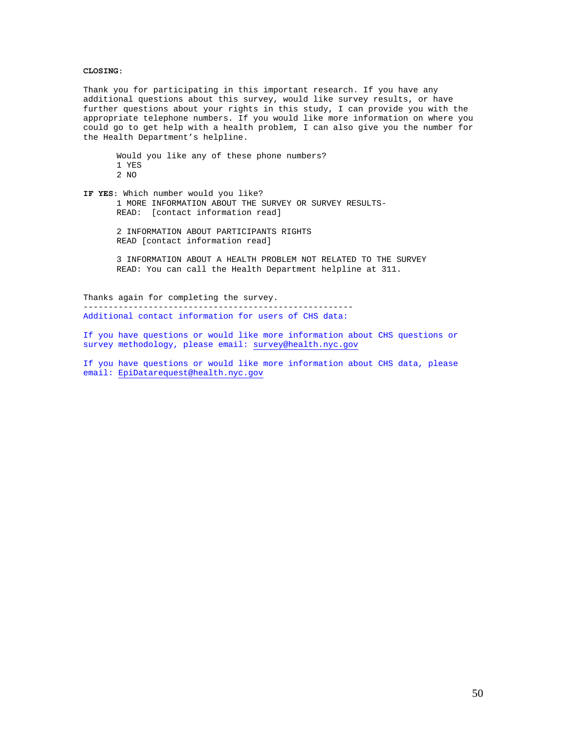**CLOSING:**

Thank you for participating in this important research. If you have any additional questions about this survey, would like survey results, or have further questions about your rights in this study, I can provide you with the appropriate telephone numbers. If you would like more information on where you could go to get help with a health problem, I can also give you the number for the Health Department's helpline.

Would you like any of these phone numbers?
1 YES
2 NO

**IF YES**: Which number would you like?

1 MORE INFORMATION ABOUT THE SURVEY OR SURVEY RESULTS-
READ: [contact information read]

2 INFORMATION ABOUT PARTICIPANTS RIGHTS
READ [contact information read]

3 INFORMATION ABOUT A HEALTH PROBLEM NOT RELATED TO THE SURVEY
READ: You can call the Health Department helpline at 311.

Thanks again for completing the survey.

------------------------------------------------------

Additional contact information for users of CHS data:

If you have questions or would like more information about CHS questions or survey methodology, please email: survey@health.nyc.gov

If you have questions or would like more information about CHS data, please email: EpiDatarequest@health.nyc.gov